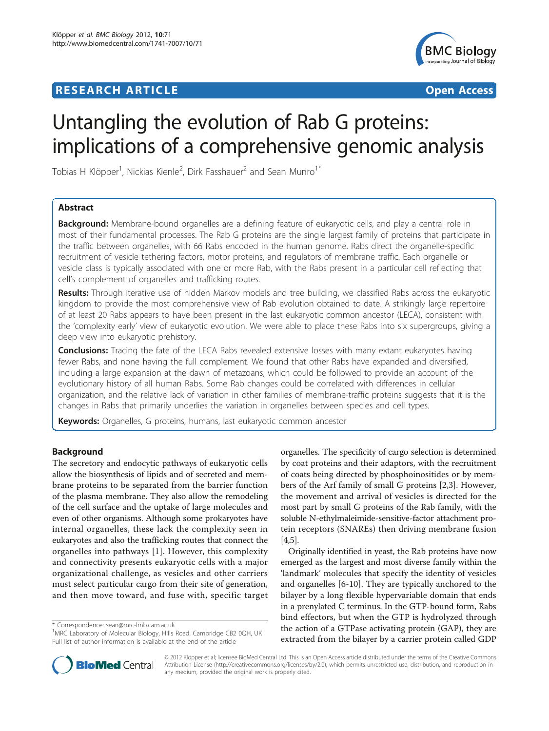**RESEARCH ARTICLE** **Open Access**

# Untangling the evolution of Rab G proteins: implications of a comprehensive genomic analysis

Tobias H Klöpper[1], Nickias Kienle[2], Dirk Fasshauer[2] and Sean Munro[1*]

## Abstract

**Background:** Membrane-bound organelles are a defining feature of eukaryotic cells, and play a central role in most of their fundamental processes. The Rab G proteins are the single largest family of proteins that participate in the traffic between organelles, with 66 Rabs encoded in the human genome. Rabs direct the organelle-specific recruitment of vesicle tethering factors, motor proteins, and regulators of membrane traffic. Each organelle or vesicle class is typically associated with one or more Rab, with the Rabs present in a particular cell reflecting that cell's complement of organelles and trafficking routes.

**Results:** Through iterative use of hidden Markov models and tree building, we classified Rabs across the eukaryotic kingdom to provide the most comprehensive view of Rab evolution obtained to date. A strikingly large repertoire of at least 20 Rabs appears to have been present in the last eukaryotic common ancestor (LECA), consistent with the 'complexity early' view of eukaryotic evolution. We were able to place these Rabs into six supergroups, giving a deep view into eukaryotic prehistory.

**Conclusions:** Tracing the fate of the LECA Rabs revealed extensive losses with many extant eukaryotes having fewer Rabs, and none having the full complement. We found that other Rabs have expanded and diversified, including a large expansion at the dawn of metazoans, which could be followed to provide an account of the evolutionary history of all human Rabs. Some Rab changes could be correlated with differences in cellular organization, and the relative lack of variation in other families of membrane-traffic proteins suggests that it is the changes in Rabs that primarily underlies the variation in organelles between species and cell types.

**Keywords:** Organelles, G proteins, humans, last eukaryotic common ancestor

## Background

The secretory and endocytic pathways of eukaryotic cells allow the biosynthesis of lipids and of secreted and membrane proteins to be separated from the barrier function of the plasma membrane. They also allow the remodeling of the cell surface and the uptake of large molecules and even of other organisms. Although some prokaryotes have internal organelles, these lack the complexity seen in eukaryotes and also the trafficking routes that connect the organelles into pathways [1]. However, this complexity and connectivity presents eukaryotic cells with a major organizational challenge, as vesicles and other carriers must select particular cargo from their site of generation, and then move toward, and fuse with, specific target organelles. The specificity of cargo selection is determined by coat proteins and their adaptors, with the recruitment of coats being directed by phosphoinositides or by members of the Arf family of small G proteins [2,3]. However, the movement and arrival of vesicles is directed for the most part by small G proteins of the Rab family, with the soluble N-ethylmaleimide-sensitive-factor attachment protein receptors (SNAREs) then driving membrane fusion [4,5].

Originally identified in yeast, the Rab proteins have now emerged as the largest and most diverse family within the 'landmark' molecules that specify the identity of vesicles and organelles [6-10]. They are typically anchored to the bilayer by a long flexible hypervariable domain that ends in a prenylated C terminus. In the GTP-bound form, Rabs bind effectors, but when the GTP is hydrolyzed through the action of a GTPase activating protein (GAP), they are extracted from the bilayer by a carrier protein called GDP

\* Correspondence: sean@mrc-lmb.cam.ac.uk
[1]MRC Laboratory of Molecular Biology, Hills Road, Cambridge CB2 0QH, UK
Full list of author information is available at the end of the article

© 2012 Klöpper et al; licensee BioMed Central Ltd. This is an Open Access article distributed under the terms of the Creative Commons Attribution License (http://creativecommons.org/licenses/by/2.0), which permits unrestricted use, distribution, and reproduction in any medium, provided the original work is properly cited.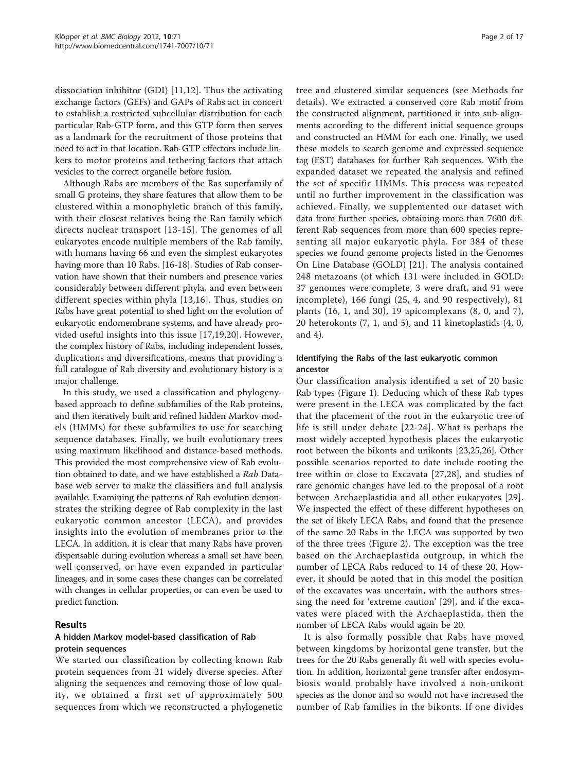dissociation inhibitor (GDI) [11,12]. Thus the activating exchange factors (GEFs) and GAPs of Rabs act in concert to establish a restricted subcellular distribution for each particular Rab-GTP form, and this GTP form then serves as a landmark for the recruitment of those proteins that need to act in that location. Rab-GTP effectors include linkers to motor proteins and tethering factors that attach vesicles to the correct organelle before fusion.

Although Rabs are members of the Ras superfamily of small G proteins, they share features that allow them to be clustered within a monophyletic branch of this family, with their closest relatives being the Ran family which directs nuclear transport [13-15]. The genomes of all eukaryotes encode multiple members of the Rab family, with humans having 66 and even the simplest eukaryotes having more than 10 Rabs. [16-18]. Studies of Rab conservation have shown that their numbers and presence varies considerably between different phyla, and even between different species within phyla [13,16]. Thus, studies on Rabs have great potential to shed light on the evolution of eukaryotic endomembrane systems, and have already provided useful insights into this issue [17,19,20]. However, the complex history of Rabs, including independent losses, duplications and diversifications, means that providing a full catalogue of Rab diversity and evolutionary history is a major challenge.

In this study, we used a classification and phylogeny-based approach to define subfamilies of the Rab proteins, and then iteratively built and refined hidden Markov models (HMMs) for these subfamilies to use for searching sequence databases. Finally, we built evolutionary trees using maximum likelihood and distance-based methods. This provided the most comprehensive view of Rab evolution obtained to date, and we have established a *Rab* Database web server to make the classifiers and full analysis available. Examining the patterns of Rab evolution demonstrates the striking degree of Rab complexity in the last eukaryotic common ancestor (LECA), and provides insights into the evolution of membranes prior to the LECA. In addition, it is clear that many Rabs have proven dispensable during evolution whereas a small set have been well conserved, or have even expanded in particular lineages, and in some cases these changes can be correlated with changes in cellular properties, or can even be used to predict function.

## Results

### A hidden Markov model-based classification of Rab protein sequences

We started our classification by collecting known Rab protein sequences from 21 widely diverse species. After aligning the sequences and removing those of low quality, we obtained a first set of approximately 500 sequences from which we reconstructed a phylogenetic tree and clustered similar sequences (see Methods for details). We extracted a conserved core Rab motif from the constructed alignment, partitioned it into sub-alignments according to the different initial sequence groups and constructed an HMM for each one. Finally, we used these models to search genome and expressed sequence tag (EST) databases for further Rab sequences. With the expanded dataset we repeated the analysis and refined the set of specific HMMs. This process was repeated until no further improvement in the classification was achieved. Finally, we supplemented our dataset with data from further species, obtaining more than 7600 different Rab sequences from more than 600 species representing all major eukaryotic phyla. For 384 of these species we found genome projects listed in the Genomes On Line Database (GOLD) [21]. The analysis contained 248 metazoans (of which 131 were included in GOLD: 37 genomes were complete, 3 were draft, and 91 were incomplete), 166 fungi (25, 4, and 90 respectively), 81 plants (16, 1, and 30), 19 apicomplexans (8, 0, and 7), 20 heterokonts (7, 1, and 5), and 11 kinetoplastids (4, 0, and 4).

### Identifying the Rabs of the last eukaryotic common ancestor

Our classification analysis identified a set of 20 basic Rab types (Figure 1). Deducing which of these Rab types were present in the LECA was complicated by the fact that the placement of the root in the eukaryotic tree of life is still under debate [22-24]. What is perhaps the most widely accepted hypothesis places the eukaryotic root between the bikonts and unikonts [23,25,26]. Other possible scenarios reported to date include rooting the tree within or close to Excavata [27,28], and studies of rare genomic changes have led to the proposal of a root between Archaeplastidia and all other eukaryotes [29]. We inspected the effect of these different hypotheses on the set of likely LECA Rabs, and found that the presence of the same 20 Rabs in the LECA was supported by two of the three trees (Figure 2). The exception was the tree based on the Archaeplastida outgroup, in which the number of LECA Rabs reduced to 14 of these 20. However, it should be noted that in this model the position of the excavates was uncertain, with the authors stressing the need for 'extreme caution' [29], and if the excavates were placed with the Archaeplastida, then the number of LECA Rabs would again be 20.

It is also formally possible that Rabs have moved between kingdoms by horizontal gene transfer, but the trees for the 20 Rabs generally fit well with species evolution. In addition, horizontal gene transfer after endosymbiosis would probably have involved a non-unikont species as the donor and so would not have increased the number of Rab families in the bikonts. If one divides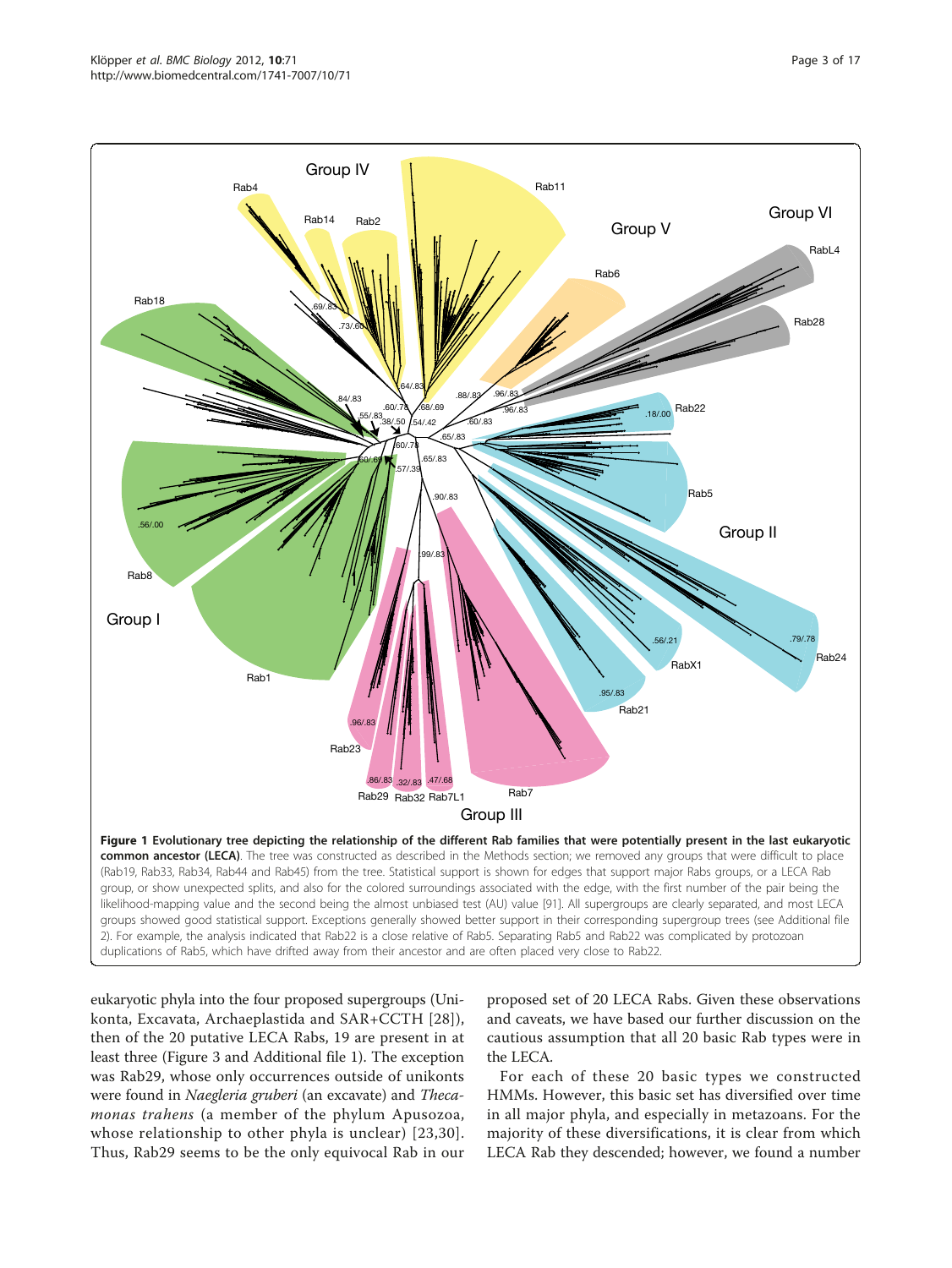**Figure 1 Evolutionary tree depicting the relationship of the different Rab families that were potentially present in the last eukaryotic common ancestor (LECA)**. The tree was constructed as described in the Methods section; we removed any groups that were difficult to place (Rab19, Rab33, Rab34, Rab44 and Rab45) from the tree. Statistical support is shown for edges that support major Rabs groups, or a LECA Rab group, or show unexpected splits, and also for the colored surroundings associated with the edge, with the first number of the pair being the likelihood-mapping value and the second being the almost unbiased test (AU) value [91]. All supergroups are clearly separated, and most LECA groups showed good statistical support. Exceptions generally showed better support in their corresponding supergroup trees (see Additional file 2). For example, the analysis indicated that Rab22 is a close relative of Rab5. Separating Rab5 and Rab22 was complicated by protozoan duplications of Rab5, which have drifted away from their ancestor and are often placed very close to Rab22.

eukaryotic phyla into the four proposed supergroups (Unikonta, Excavata, Archaeplastida and SAR+CCTH [28]), then of the 20 putative LECA Rabs, 19 are present in at least three (Figure 3 and Additional file 1). The exception was Rab29, whose only occurrences outside of unikonts were found in *Naegleria gruberi* (an excavate) and *Thecamonas trahens* (a member of the phylum Apusozoa, whose relationship to other phyla is unclear) [23,30]. Thus, Rab29 seems to be the only equivocal Rab in our proposed set of 20 LECA Rabs. Given these observations and caveats, we have based our further discussion on the cautious assumption that all 20 basic Rab types were in the LECA.

For each of these 20 basic types we constructed HMMs. However, this basic set has diversified over time in all major phyla, and especially in metazoans. For the majority of these diversifications, it is clear from which LECA Rab they descended; however, we found a number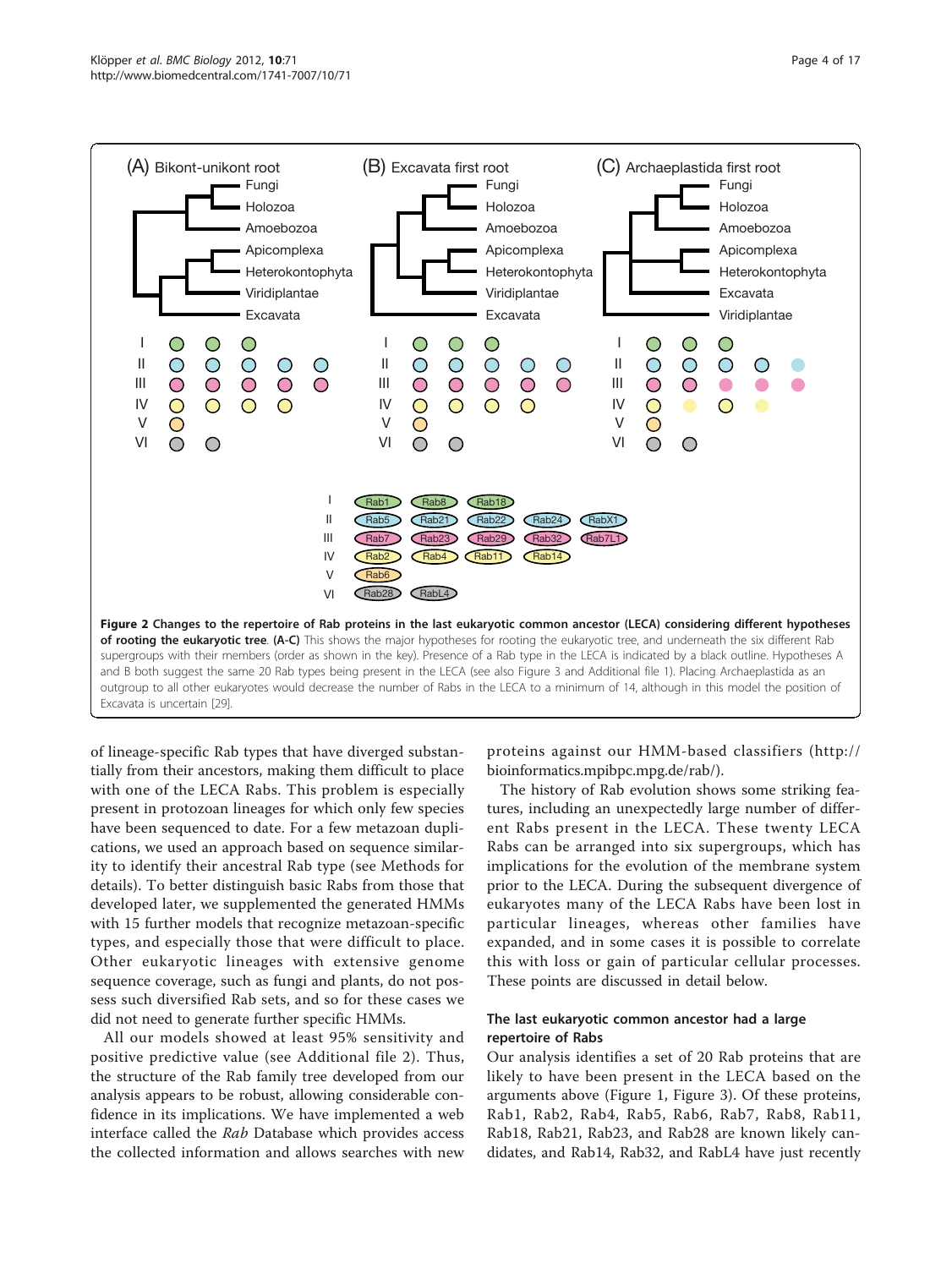**Figure 2 Changes to the repertoire of Rab proteins in the last eukaryotic common ancestor (LECA) considering different hypotheses of rooting the eukaryotic tree**. **(A-C)** This shows the major hypotheses for rooting the eukaryotic tree, and underneath the six different Rab supergroups with their members (order as shown in the key). Presence of a Rab type in the LECA is indicated by a black outline. Hypotheses A and B both suggest the same 20 Rab types being present in the LECA (see also Figure 3 and Additional file 1). Placing Archaeplastida as an outgroup to all other eukaryotes would decrease the number of Rabs in the LECA to a minimum of 14, although in this model the position of Excavata is uncertain [29].

of lineage-specific Rab types that have diverged substantially from their ancestors, making them difficult to place with one of the LECA Rabs. This problem is especially present in protozoan lineages for which only few species have been sequenced to date. For a few metazoan duplications, we used an approach based on sequence similarity to identify their ancestral Rab type (see Methods for details). To better distinguish basic Rabs from those that developed later, we supplemented the generated HMMs with 15 further models that recognize metazoan-specific types, and especially those that were difficult to place. Other eukaryotic lineages with extensive genome sequence coverage, such as fungi and plants, do not possess such diversified Rab sets, and so for these cases we did not need to generate further specific HMMs.

All our models showed at least 95% sensitivity and positive predictive value (see Additional file 2). Thus, the structure of the Rab family tree developed from our analysis appears to be robust, allowing considerable confidence in its implications. We have implemented a web interface called the *Rab* Database which provides access the collected information and allows searches with new proteins against our HMM-based classifiers (http://bioinformatics.mpibpc.mpg.de/rab/).

The history of Rab evolution shows some striking features, including an unexpectedly large number of different Rabs present in the LECA. These twenty LECA Rabs can be arranged into six supergroups, which has implications for the evolution of the membrane system prior to the LECA. During the subsequent divergence of eukaryotes many of the LECA Rabs have been lost in particular lineages, whereas other families have expanded, and in some cases it is possible to correlate this with loss or gain of particular cellular processes. These points are discussed in detail below.

### The last eukaryotic common ancestor had a large repertoire of Rabs

Our analysis identifies a set of 20 Rab proteins that are likely to have been present in the LECA based on the arguments above (Figure 1, Figure 3). Of these proteins, Rab1, Rab2, Rab4, Rab5, Rab6, Rab7, Rab8, Rab11, Rab18, Rab21, Rab23, and Rab28 are known likely candidates, and Rab14, Rab32, and RabL4 have just recently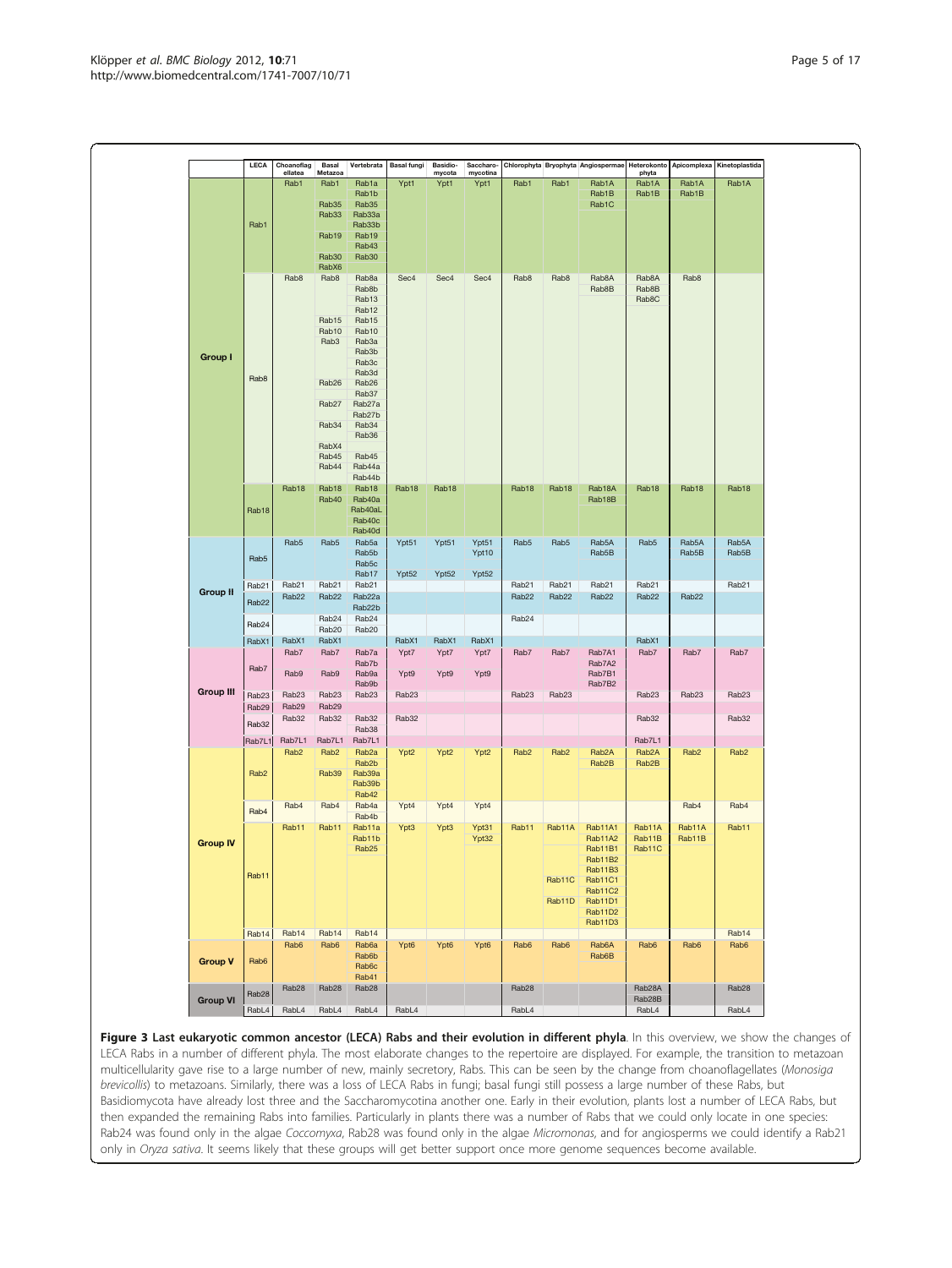| | LECA | Choanoflagellatea | Basal Metazoa | Vertebrata | Basal fungi | Basidiomycota | Saccharomycotina | Chlorophyta | Bryophyta | Angiospermae | Heterokontophyta | Apicomplexa | Kinetoplastida |
|---|---|---|---|---|---|---|---|---|---|---|---|---|---|
| Group I | Rab1 | Rab1 | Rab1 | Rab1a | Ypt1 | Ypt1 | Ypt1 | Rab1 | Rab1 | Rab1A | Rab1A | Rab1A | Rab1A |
| | | | | Rab1b | | | | | | Rab1B | Rab1B | Rab1B | |
| | | | Rab35 | Rab35 | | | | | | Rab1C | | | |
| | | | Rab33 | Rab33a | | | | | | | | | |
| | | | | Rab33b | | | | | | | | | |
| | | | Rab19 | Rab19 | | | | | | | | | |
| | | | | Rab43 | | | | | | | | | |
| | | | Rab30 | Rab30 | | | | | | | | | |
| | | | RabX6 | | | | | | | | | | |
| | Rab8 | Rab8 | Rab8 | Rab8a | Sec4 | Sec4 | Sec4 | Rab8 | Rab8 | Rab8A | Rab8A | Rab8 | |
| | | | | Rab8b | | | | | | Rab8B | Rab8B | | |
| | | | | Rab13 | | | | | | | Rab8C | | |
| | | | | Rab12 | | | | | | | | | |
| | | | Rab15 | Rab15 | | | | | | | | | |
| | | | Rab10 | Rab10 | | | | | | | | | |
| | | | Rab3 | Rab3a | | | | | | | | | |
| | | | | Rab3b | | | | | | | | | |
| | | | | Rab3c | | | | | | | | | |
| | | | | Rab3d | | | | | | | | | |
| | | | Rab26 | Rab26 | | | | | | | | | |
| | | | | Rab37 | | | | | | | | | |
| | | | Rab27 | Rab27a | | | | | | | | | |
| | | | | Rab27b | | | | | | | | | |
| | | | Rab34 | Rab34 | | | | | | | | | |
| | | | | Rab36 | | | | | | | | | |
| | | | RabX4 | | | | | | | | | | |
| | | | Rab45 | Rab45 | | | | | | | | | |
| | | | Rab44 | Rab44a | | | | | | | | | |
| | | | | Rab44b | | | | | | | | | |
| | Rab18 | Rab18 | Rab18 | Rab18 | Rab18 | Rab18 | | Rab18 | Rab18 | Rab18A | Rab18 | Rab18 | Rab18 |
| | | | Rab40 | Rab40a | | | | | | Rab18B | | | |
| | | | | Rab40aL | | | | | | | | | |
| | | | | Rab40c | | | | | | | | | |
| | | | | Rab40d | | | | | | | | | |
| Group II | Rab5 | Rab5 | Rab5 | Rab5a | Ypt51 | Ypt51 | Ypt51 | Rab5 | Rab5 | Rab5A | Rab5 | Rab5A | Rab5A |
| | | | | Rab5b | | | Ypt10 | | | Rab5B | | Rab5B | Rab5B |
| | | | | Rab5c | | | | | | | | | |
| | | | | Rab17 | Ypt52 | Ypt52 | Ypt52 | | | | | | |
| | Rab21 | Rab21 | Rab21 | Rab21 | | | | Rab21 | Rab21 | Rab21 | Rab21 | | Rab21 |
| | Rab22 | Rab22 | Rab22 | Rab22a | | | | Rab22 | Rab22 | Rab22 | Rab22 | Rab22 | |
| | | | | Rab22b | | | | | | | | | |
| | Rab24 | | Rab24 | Rab24 | | | | Rab24 | | | | | |
| | | | Rab20 | Rab20 | | | | | | | | | |
| | RabX1 | RabX1 | RabX1 | | RabX1 | RabX1 | RabX1 | | | | RabX1 | | |
| Group III | Rab7 | Rab7 | Rab7 | Rab7a | Ypt7 | Ypt7 | Ypt7 | Rab7 | Rab7 | Rab7A1 | Rab7 | Rab7 | Rab7 |
| | | | | Rab7b | | | | | | Rab7A2 | | | |
| | | Rab9 | Rab9 | Rab9a | Ypt9 | Ypt9 | Ypt9 | | | Rab7B1 | | | |
| | | | | Rab9b | | | | | | Rab7B2 | | | |
| | Rab23 | Rab23 | Rab23 | Rab23 | Rab23 | | | Rab23 | Rab23 | | Rab23 | Rab23 | Rab23 |
| | Rab29 | Rab29 | Rab29 | | | | | | | | | | |
| | Rab32 | Rab32 | Rab32 | Rab32 | Rab32 | | | | | | Rab32 | | Rab32 |
| | | | | Rab38 | | | | | | | | | |
| | Rab7L1 | Rab7L1 | Rab7L1 | Rab7L1 | | | | | | | Rab7L1 | | |
| Group IV | Rab2 | Rab2 | Rab2 | Rab2a | Ypt2 | Ypt2 | Ypt2 | Rab2 | Rab2 | Rab2A | Rab2A | Rab2 | Rab2 |
| | | | | Rab2b | | | | | | Rab2B | Rab2B | | |
| | | | Rab39 | Rab39a | | | | | | | | | |
| | | | | Rab39b | | | | | | | | | |
| | | | | Rab42 | | | | | | | | | |
| | Rab4 | Rab4 | Rab4 | Rab4a | Ypt4 | Ypt4 | Ypt4 | | | | | Rab4 | Rab4 |
| | | | | Rab4b | | | | | | | | | |
| | Rab11 | Rab11 | Rab11 | Rab11a | Ypt3 | Ypt3 | Ypt31 | Rab11 | Rab11A | Rab11A1 | Rab11A | Rab11A | Rab11 |
| | | | | Rab11b | | | Ypt32 | | | Rab11A2 | Rab11B | Rab11B | |
| | | | | Rab25 | | | | | | Rab11B1 | Rab11C | | |
| | | | | | | | | | | Rab11B2 | | | |
| | | | | | | | | | | Rab11B3 | | | |
| | | | | | | | | | Rab11C | Rab11C1 | | | |
| | | | | | | | | | | Rab11C2 | | | |
| | | | | | | | | | Rab11D | Rab11D1 | | | |
| | | | | | | | | | | Rab11D2 | | | |
| | | | | | | | | | | Rab11D3 | | | |
| | Rab14 | Rab14 | Rab14 | Rab14 | | | | | | | | | Rab14 |
| Group V | Rab6 | Rab6 | Rab6 | Rab6a | Ypt6 | Ypt6 | Ypt6 | Rab6 | Rab6 | Rab6A | Rab6 | Rab6 | Rab6 |
| | | | | Rab6b | | | | | | Rab6B | | | |
| | | | | Rab6c | | | | | | | | | |
| | | | | Rab41 | | | | | | | | | |
| Group VI | Rab28 | Rab28 | Rab28 | Rab28 | | | | Rab28 | | | Rab28A | | Rab28 |
| | | | | | | | | | | | Rab28B | | |
| | RabL4 | RabL4 | RabL4 | RabL4 | RabL4 | | | RabL4 | | | RabL4 | | RabL4 |

**Figure 3 Last eukaryotic common ancestor (LECA) Rabs and their evolution in different phyla**. In this overview, we show the changes of LECA Rabs in a number of different phyla. The most elaborate changes to the repertoire are displayed. For example, the transition to metazoan multicellularity gave rise to a large number of new, mainly secretory, Rabs. This can be seen by the change from choanoflagellates (*Monosiga brevicollis*) to metazoans. Similarly, there was a loss of LECA Rabs in fungi; basal fungi still possess a large number of these Rabs, but Basidiomycota have already lost three and the Saccharomycotina another one. Early in their evolution, plants lost a number of LECA Rabs, but then expanded the remaining Rabs into families. Particularly in plants there was a number of Rabs that we could only locate in one species: Rab24 was found only in the algae *Coccomyxa*, Rab28 was found only in the algae *Micromonas*, and for angiosperms we could identify a Rab21 only in *Oryza sativa*. It seems likely that these groups will get better support once more genome sequences become available.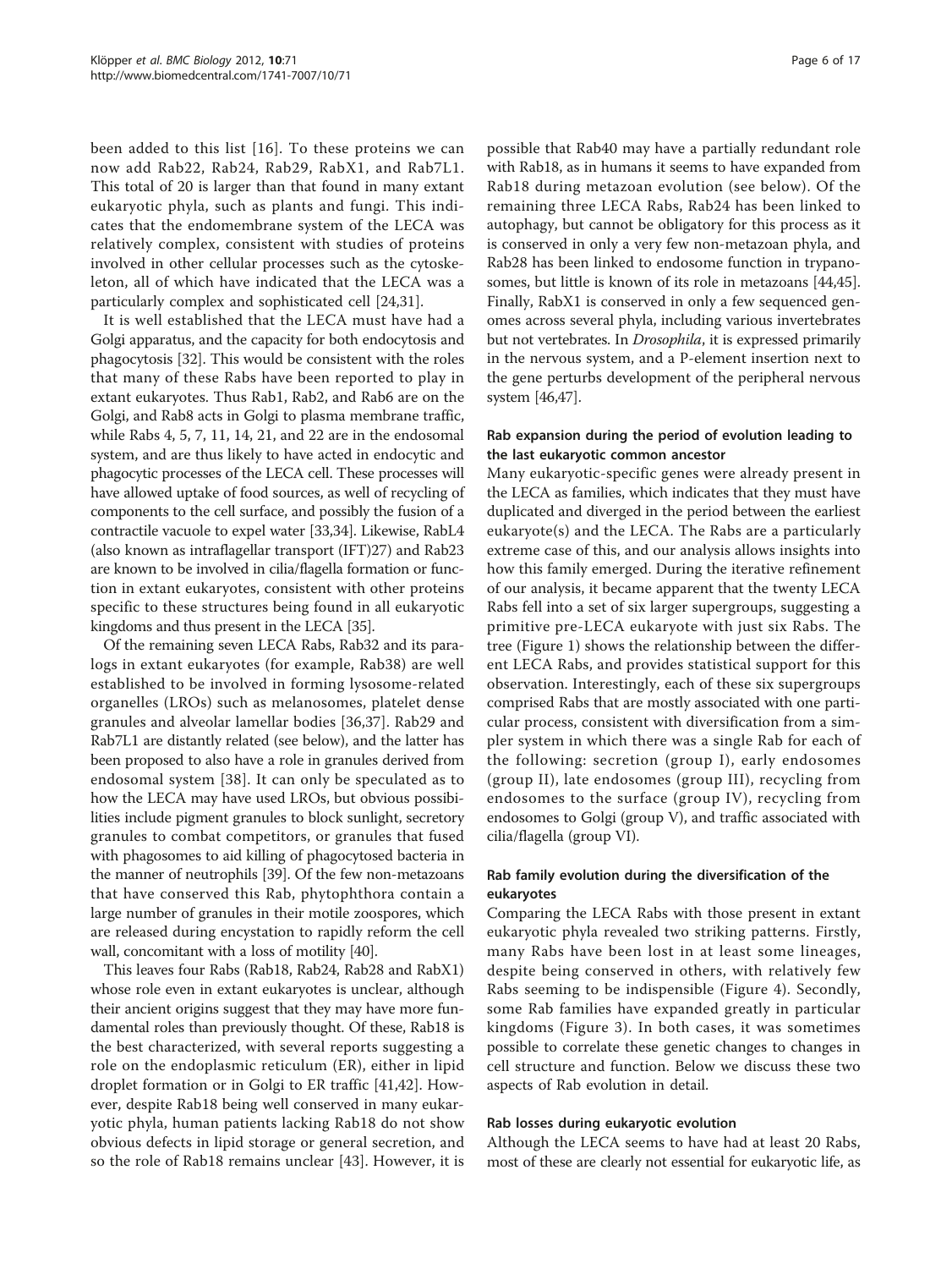been added to this list [16]. To these proteins we can now add Rab22, Rab24, Rab29, RabX1, and Rab7L1. This total of 20 is larger than that found in many extant eukaryotic phyla, such as plants and fungi. This indicates that the endomembrane system of the LECA was relatively complex, consistent with studies of proteins involved in other cellular processes such as the cytoskeleton, all of which have indicated that the LECA was a particularly complex and sophisticated cell [24,31].

It is well established that the LECA must have had a Golgi apparatus, and the capacity for both endocytosis and phagocytosis [32]. This would be consistent with the roles that many of these Rabs have been reported to play in extant eukaryotes. Thus Rab1, Rab2, and Rab6 are on the Golgi, and Rab8 acts in Golgi to plasma membrane traffic, while Rabs 4, 5, 7, 11, 14, 21, and 22 are in the endosomal system, and are thus likely to have acted in endocytic and phagocytic processes of the LECA cell. These processes will have allowed uptake of food sources, as well of recycling of components to the cell surface, and possibly the fusion of a contractile vacuole to expel water [33,34]. Likewise, RabL4 (also known as intraflagellar transport (IFT)27) and Rab23 are known to be involved in cilia/flagella formation or function in extant eukaryotes, consistent with other proteins specific to these structures being found in all eukaryotic kingdoms and thus present in the LECA [35].

Of the remaining seven LECA Rabs, Rab32 and its paralogs in extant eukaryotes (for example, Rab38) are well established to be involved in forming lysosome-related organelles (LROs) such as melanosomes, platelet dense granules and alveolar lamellar bodies [36,37]. Rab29 and Rab7L1 are distantly related (see below), and the latter has been proposed to also have a role in granules derived from endosomal system [38]. It can only be speculated as to how the LECA may have used LROs, but obvious possibilities include pigment granules to block sunlight, secretory granules to combat competitors, or granules that fused with phagosomes to aid killing of phagocytosed bacteria in the manner of neutrophils [39]. Of the few non-metazoans that have conserved this Rab, phytophthora contain a large number of granules in their motile zoospores, which are released during encystation to rapidly reform the cell wall, concomitant with a loss of motility [40].

This leaves four Rabs (Rab18, Rab24, Rab28 and RabX1) whose role even in extant eukaryotes is unclear, although their ancient origins suggest that they may have more fundamental roles than previously thought. Of these, Rab18 is the best characterized, with several reports suggesting a role on the endoplasmic reticulum (ER), either in lipid droplet formation or in Golgi to ER traffic [41,42]. However, despite Rab18 being well conserved in many eukaryotic phyla, human patients lacking Rab18 do not show obvious defects in lipid storage or general secretion, and so the role of Rab18 remains unclear [43]. However, it is possible that Rab40 may have a partially redundant role with Rab18, as in humans it seems to have expanded from Rab18 during metazoan evolution (see below). Of the remaining three LECA Rabs, Rab24 has been linked to autophagy, but cannot be obligatory for this process as it is conserved in only a very few non-metazoan phyla, and Rab28 has been linked to endosome function in trypanosomes, but little is known of its role in metazoans [44,45]. Finally, RabX1 is conserved in only a few sequenced genomes across several phyla, including various invertebrates but not vertebrates. In *Drosophila*, it is expressed primarily in the nervous system, and a P-element insertion next to the gene perturbs development of the peripheral nervous system [46,47].

### Rab expansion during the period of evolution leading to the last eukaryotic common ancestor

Many eukaryotic-specific genes were already present in the LECA as families, which indicates that they must have duplicated and diverged in the period between the earliest eukaryote(s) and the LECA. The Rabs are a particularly extreme case of this, and our analysis allows insights into how this family emerged. During the iterative refinement of our analysis, it became apparent that the twenty LECA Rabs fell into a set of six larger supergroups, suggesting a primitive pre-LECA eukaryote with just six Rabs. The tree (Figure 1) shows the relationship between the different LECA Rabs, and provides statistical support for this observation. Interestingly, each of these six supergroups comprised Rabs that are mostly associated with one particular process, consistent with diversification from a simpler system in which there was a single Rab for each of the following: secretion (group I), early endosomes (group II), late endosomes (group III), recycling from endosomes to the surface (group IV), recycling from endosomes to Golgi (group V), and traffic associated with cilia/flagella (group VI).

### Rab family evolution during the diversification of the eukaryotes

Comparing the LECA Rabs with those present in extant eukaryotic phyla revealed two striking patterns. Firstly, many Rabs have been lost in at least some lineages, despite being conserved in others, with relatively few Rabs seeming to be indispensible (Figure 4). Secondly, some Rab families have expanded greatly in particular kingdoms (Figure 3). In both cases, it was sometimes possible to correlate these genetic changes to changes in cell structure and function. Below we discuss these two aspects of Rab evolution in detail.

### Rab losses during eukaryotic evolution

Although the LECA seems to have had at least 20 Rabs, most of these are clearly not essential for eukaryotic life, as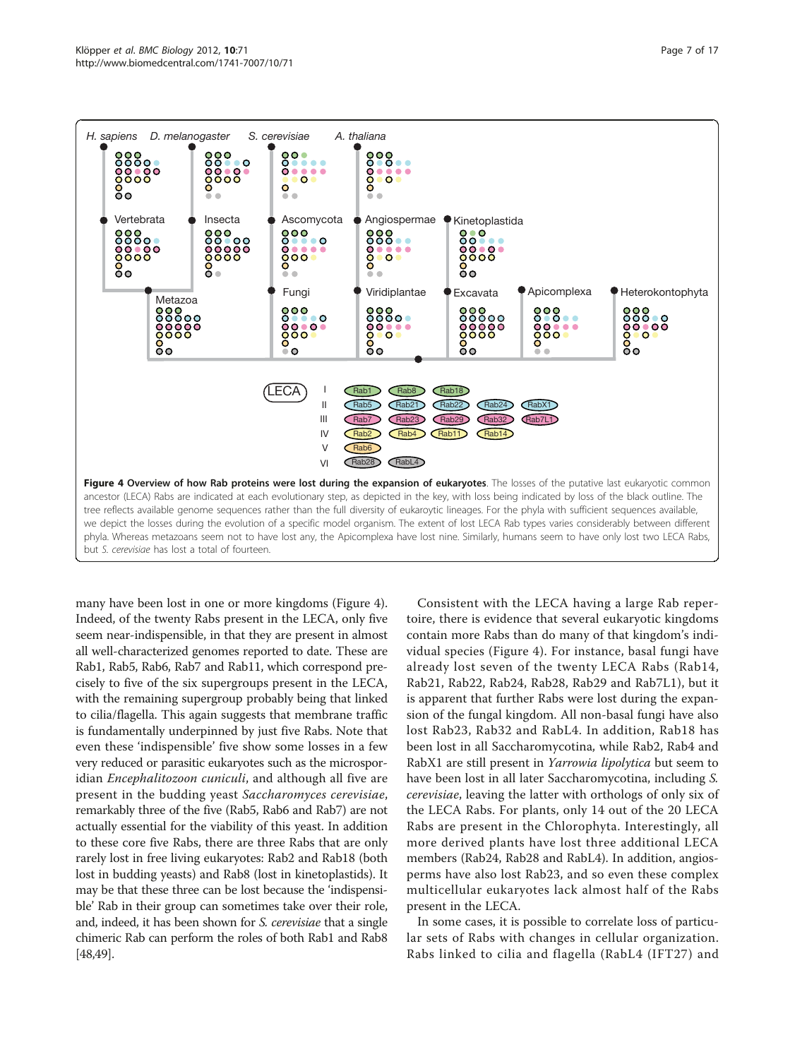**Figure 4 Overview of how Rab proteins were lost during the expansion of eukaryotes**. The losses of the putative last eukaryotic common ancestor (LECA) Rabs are indicated at each evolutionary step, as depicted in the key, with loss being indicated by loss of the black outline. The tree reflects available genome sequences rather than the full diversity of eukaryotic lineages. For the phyla with sufficient sequences available, we depict the losses during the evolution of a specific model organism. The extent of lost LECA Rab types varies considerably between different phyla. Whereas metazoans seem not to have lost any, the Apicomplexa have lost nine. Similarly, humans seem to have only lost two LECA Rabs, but *S. cerevisiae* has lost a total of fourteen.

many have been lost in one or more kingdoms (Figure 4). Indeed, of the twenty Rabs present in the LECA, only five seem near-indispensible, in that they are present in almost all well-characterized genomes reported to date. These are Rab1, Rab5, Rab6, Rab7 and Rab11, which correspond precisely to five of the six supergroups present in the LECA, with the remaining supergroup probably being that linked to cilia/flagella. This again suggests that membrane traffic is fundamentally underpinned by just five Rabs. Note that even these 'indispensible' five show some losses in a few very reduced or parasitic eukaryotes such as the microsporidian *Encephalitozoon cuniculi*, and although all five are present in the budding yeast *Saccharomyces cerevisiae*, remarkably three of the five (Rab5, Rab6 and Rab7) are not actually essential for the viability of this yeast. In addition to these core five Rabs, there are three Rabs that are only rarely lost in free living eukaryotes: Rab2 and Rab18 (both lost in budding yeasts) and Rab8 (lost in kinetoplastids). It may be that these three can be lost because the 'indispensible' Rab in their group can sometimes take over their role, and, indeed, it has been shown for *S. cerevisiae* that a single chimeric Rab can perform the roles of both Rab1 and Rab8 [48,49].

Consistent with the LECA having a large Rab repertoire, there is evidence that several eukaryotic kingdoms contain more Rabs than do many of that kingdom's individual species (Figure 4). For instance, basal fungi have already lost seven of the twenty LECA Rabs (Rab14, Rab21, Rab22, Rab24, Rab28, Rab29 and Rab7L1), but it is apparent that further Rabs were lost during the expansion of the fungal kingdom. All non-basal fungi have also lost Rab23, Rab32 and RabL4. In addition, Rab18 has been lost in all Saccharomycotina, while Rab2, Rab4 and RabX1 are still present in *Yarrowia lipolytica* but seem to have been lost in all later Saccharomycotina, including *S. cerevisiae*, leaving the latter with orthologs of only six of the LECA Rabs. For plants, only 14 out of the 20 LECA Rabs are present in the Chlorophyta. Interestingly, all more derived plants have lost three additional LECA members (Rab24, Rab28 and RabL4). In addition, angiosperms have also lost Rab23, and so even these complex multicellular eukaryotes lack almost half of the Rabs present in the LECA.

In some cases, it is possible to correlate loss of particular sets of Rabs with changes in cellular organization. Rabs linked to cilia and flagella (RabL4 (IFT27) and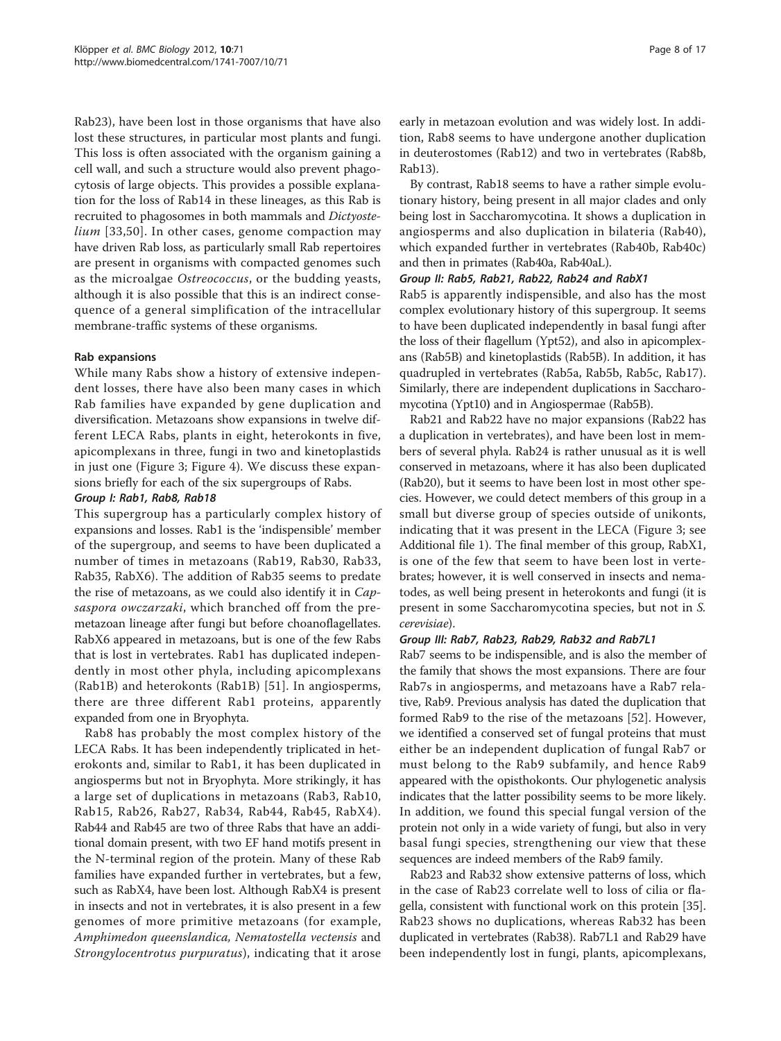Rab23), have been lost in those organisms that have also lost these structures, in particular most plants and fungi. This loss is often associated with the organism gaining a cell wall, and such a structure would also prevent phagocytosis of large objects. This provides a possible explanation for the loss of Rab14 in these lineages, as this Rab is recruited to phagosomes in both mammals and *Dictyostelium* [33,50]. In other cases, genome compaction may have driven Rab loss, as particularly small Rab repertoires are present in organisms with compacted genomes such as the microalgae *Ostreococcus*, or the budding yeasts, although it is also possible that this is an indirect consequence of a general simplification of the intracellular membrane-traffic systems of these organisms.

### Rab expansions

While many Rabs show a history of extensive independent losses, there have also been many cases in which Rab families have expanded by gene duplication and diversification. Metazoans show expansions in twelve different LECA Rabs, plants in eight, heterokonts in five, apicomplexans in three, fungi in two and kinetoplastids in just one (Figure 3; Figure 4). We discuss these expansions briefly for each of the six supergroups of Rabs.

#### Group I: Rab1, Rab8, Rab18

This supergroup has a particularly complex history of expansions and losses. Rab1 is the 'indispensible' member of the supergroup, and seems to have been duplicated a number of times in metazoans (Rab19, Rab30, Rab33, Rab35, RabX6). The addition of Rab35 seems to predate the rise of metazoans, as we could also identify it in *Capsaspora owczarzaki*, which branched off from the premetazoan lineage after fungi but before choanoflagellates. RabX6 appeared in metazoans, but is one of the few Rabs that is lost in vertebrates. Rab1 has duplicated independently in most other phyla, including apicomplexans (Rab1B) and heterokonts (Rab1B) [51]. In angiosperms, there are three different Rab1 proteins, apparently expanded from one in Bryophyta.

Rab8 has probably the most complex history of the LECA Rabs. It has been independently triplicated in heterokonts and, similar to Rab1, it has been duplicated in angiosperms but not in Bryophyta. More strikingly, it has a large set of duplications in metazoans (Rab3, Rab10, Rab15, Rab26, Rab27, Rab34, Rab44, Rab45, RabX4). Rab44 and Rab45 are two of three Rabs that have an additional domain present, with two EF hand motifs present in the N-terminal region of the protein. Many of these Rab families have expanded further in vertebrates, but a few, such as RabX4, have been lost. Although RabX4 is present in insects and not in vertebrates, it is also present in a few genomes of more primitive metazoans (for example, *Amphimedon queenslandica, Nematostella vectensis* and *Strongylocentrotus purpuratus*), indicating that it arose early in metazoan evolution and was widely lost. In addition, Rab8 seems to have undergone another duplication in deuterostomes (Rab12) and two in vertebrates (Rab8b, Rab13).

By contrast, Rab18 seems to have a rather simple evolutionary history, being present in all major clades and only being lost in Saccharomycotina. It shows a duplication in angiosperms and also duplication in bilateria (Rab40), which expanded further in vertebrates (Rab40b, Rab40c) and then in primates (Rab40a, Rab40aL).

#### Group II: Rab5, Rab21, Rab22, Rab24 and RabX1

Rab5 is apparently indispensible, and also has the most complex evolutionary history of this supergroup. It seems to have been duplicated independently in basal fungi after the loss of their flagellum (Ypt52), and also in apicomplexans (Rab5B) and kinetoplastids (Rab5B). In addition, it has quadrupled in vertebrates (Rab5a, Rab5b, Rab5c, Rab17). Similarly, there are independent duplications in Saccharomycotina (Ypt10) and in Angiospermae (Rab5B).

Rab21 and Rab22 have no major expansions (Rab22 has a duplication in vertebrates), and have been lost in members of several phyla. Rab24 is rather unusual as it is well conserved in metazoans, where it has also been duplicated (Rab20), but it seems to have been lost in most other species. However, we could detect members of this group in a small but diverse group of species outside of unikonts, indicating that it was present in the LECA (Figure 3; see Additional file 1). The final member of this group, RabX1, is one of the few that seem to have been lost in vertebrates; however, it is well conserved in insects and nematodes, as well being present in heterokonts and fungi (it is present in some Saccharomycotina species, but not in *S. cerevisiae*).

#### Group III: Rab7, Rab23, Rab29, Rab32 and Rab7L1

Rab7 seems to be indispensible, and is also the member of the family that shows the most expansions. There are four Rab7s in angiosperms, and metazoans have a Rab7 relative, Rab9. Previous analysis has dated the duplication that formed Rab9 to the rise of the metazoans [52]. However, we identified a conserved set of fungal proteins that must either be an independent duplication of fungal Rab7 or must belong to the Rab9 subfamily, and hence Rab9 appeared with the opisthokonts. Our phylogenetic analysis indicates that the latter possibility seems to be more likely. In addition, we found this special fungal version of the protein not only in a wide variety of fungi, but also in very basal fungi species, strengthening our view that these sequences are indeed members of the Rab9 family.

Rab23 and Rab32 show extensive patterns of loss, which in the case of Rab23 correlate well to loss of cilia or flagella, consistent with functional work on this protein [35]. Rab23 shows no duplications, whereas Rab32 has been duplicated in vertebrates (Rab38). Rab7L1 and Rab29 have been independently lost in fungi, plants, apicomplexans,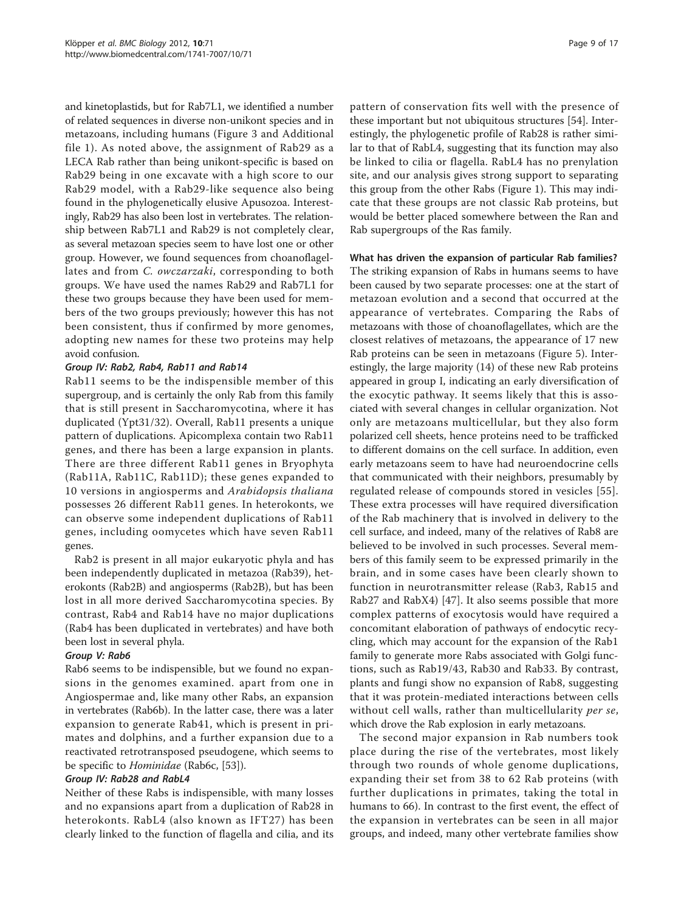and kinetoplastids, but for Rab7L1, we identified a number of related sequences in diverse non-unikont species and in metazoans, including humans (Figure 3 and Additional file 1). As noted above, the assignment of Rab29 as a LECA Rab rather than being unikont-specific is based on Rab29 being in one excavate with a high score to our Rab29 model, with a Rab29-like sequence also being found in the phylogenetically elusive Apusozoa. Interestingly, Rab29 has also been lost in vertebrates. The relationship between Rab7L1 and Rab29 is not completely clear, as several metazoan species seem to have lost one or other group. However, we found sequences from choanoflagellates and from *C. owczarzaki*, corresponding to both groups. We have used the names Rab29 and Rab7L1 for these two groups because they have been used for members of the two groups previously; however this has not been consistent, thus if confirmed by more genomes, adopting new names for these two proteins may help avoid confusion.

#### Group IV: Rab2, Rab4, Rab11 and Rab14

Rab11 seems to be the indispensible member of this supergroup, and is certainly the only Rab from this family that is still present in Saccharomycotina, where it has duplicated (Ypt31/32). Overall, Rab11 presents a unique pattern of duplications. Apicomplexa contain two Rab11 genes, and there has been a large expansion in plants. There are three different Rab11 genes in Bryophyta (Rab11A, Rab11C, Rab11D); these genes expanded to 10 versions in angiosperms and *Arabidopsis thaliana* possesses 26 different Rab11 genes. In heterokonts, we can observe some independent duplications of Rab11 genes, including oomycetes which have seven Rab11 genes.

Rab2 is present in all major eukaryotic phyla and has been independently duplicated in metazoa (Rab39), heterokonts (Rab2B) and angiosperms (Rab2B), but has been lost in all more derived Saccharomycotina species. By contrast, Rab4 and Rab14 have no major duplications (Rab4 has been duplicated in vertebrates) and have both been lost in several phyla.

#### Group V: Rab6

Rab6 seems to be indispensible, but we found no expansions in the genomes examined. apart from one in Angiospermae and, like many other Rabs, an expansion in vertebrates (Rab6b). In the latter case, there was a later expansion to generate Rab41, which is present in primates and dolphins, and a further expansion due to a reactivated retrotransposed pseudogene, which seems to be specific to *Hominidae* (Rab6c, [53]).

#### Group IV: Rab28 and RabL4

Neither of these Rabs is indispensible, with many losses and no expansions apart from a duplication of Rab28 in heterokonts. RabL4 (also known as IFT27) has been clearly linked to the function of flagella and cilia, and its pattern of conservation fits well with the presence of these important but not ubiquitous structures [54]. Interestingly, the phylogenetic profile of Rab28 is rather similar to that of RabL4, suggesting that its function may also be linked to cilia or flagella. RabL4 has no prenylation site, and our analysis gives strong support to separating this group from the other Rabs (Figure 1). This may indicate that these groups are not classic Rab proteins, but would be better placed somewhere between the Ran and Rab supergroups of the Ras family.

### What has driven the expansion of particular Rab families?

The striking expansion of Rabs in humans seems to have been caused by two separate processes: one at the start of metazoan evolution and a second that occurred at the appearance of vertebrates. Comparing the Rabs of metazoans with those of choanoflagellates, which are the closest relatives of metazoans, the appearance of 17 new Rab proteins can be seen in metazoans (Figure 5). Interestingly, the large majority (14) of these new Rab proteins appeared in group I, indicating an early diversification of the exocytic pathway. It seems likely that this is associated with several changes in cellular organization. Not only are metazoans multicellular, but they also form polarized cell sheets, hence proteins need to be trafficked to different domains on the cell surface. In addition, even early metazoans seem to have had neuroendocrine cells that communicated with their neighbors, presumably by regulated release of compounds stored in vesicles [55]. These extra processes will have required diversification of the Rab machinery that is involved in delivery to the cell surface, and indeed, many of the relatives of Rab8 are believed to be involved in such processes. Several members of this family seem to be expressed primarily in the brain, and in some cases have been clearly shown to function in neurotransmitter release (Rab3, Rab15 and Rab27 and RabX4) [47]. It also seems possible that more complex patterns of exocytosis would have required a concomitant elaboration of pathways of endocytic recycling, which may account for the expansion of the Rab1 family to generate more Rabs associated with Golgi functions, such as Rab19/43, Rab30 and Rab33. By contrast, plants and fungi show no expansion of Rab8, suggesting that it was protein-mediated interactions between cells without cell walls, rather than multicellularity *per se*, which drove the Rab explosion in early metazoans.

The second major expansion in Rab numbers took place during the rise of the vertebrates, most likely through two rounds of whole genome duplications, expanding their set from 38 to 62 Rab proteins (with further duplications in primates, taking the total in humans to 66). In contrast to the first event, the effect of the expansion in vertebrates can be seen in all major groups, and indeed, many other vertebrate families show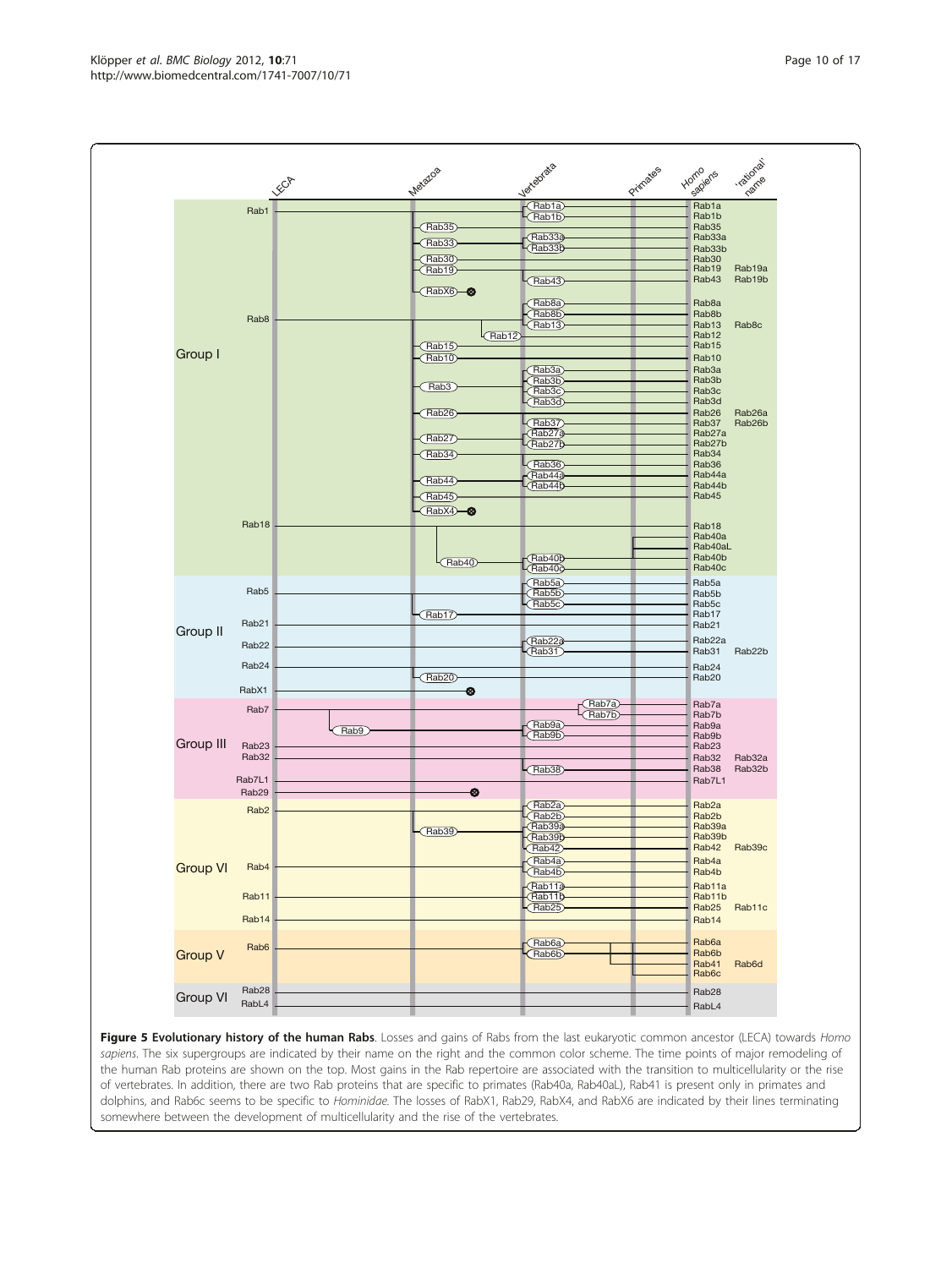**Figure 5 Evolutionary history of the human Rabs**. Losses and gains of Rabs from the last eukaryotic common ancestor (LECA) towards *Homo sapiens*. The six supergroups are indicated by their name on the right and the common color scheme. The time points of major remodeling of the human Rab proteins are shown on the top. Most gains in the Rab repertoire are associated with the transition to multicellularity or the rise of vertebrates. In addition, there are two Rab proteins that are specific to primates (Rab40a, Rab40aL), Rab41 is present only in primates and dolphins, and Rab6c seems to be specific to *Hominidae*. The losses of RabX1, Rab29, RabX4, and RabX6 are indicated by their lines terminating somewhere between the development of multicellularity and the rise of the vertebrates.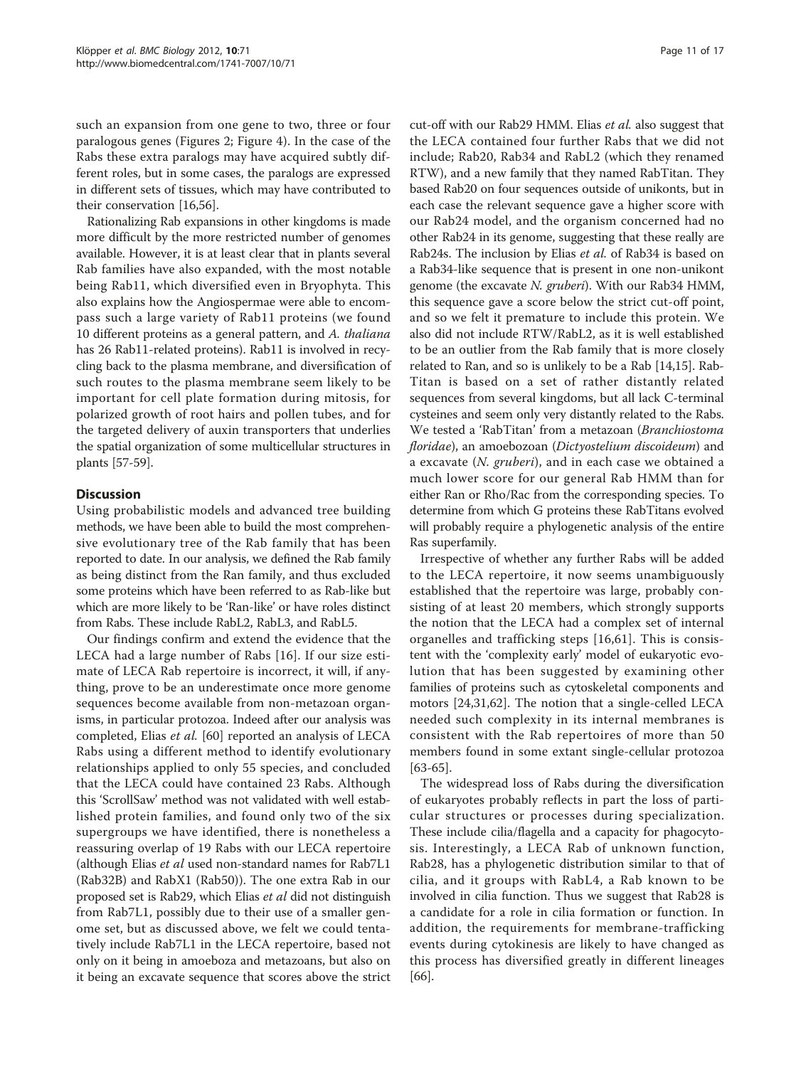such an expansion from one gene to two, three or four paralogous genes (Figures 2; Figure 4). In the case of the Rabs these extra paralogs may have acquired subtly different roles, but in some cases, the paralogs are expressed in different sets of tissues, which may have contributed to their conservation [16,56].

Rationalizing Rab expansions in other kingdoms is made more difficult by the more restricted number of genomes available. However, it is at least clear that in plants several Rab families have also expanded, with the most notable being Rab11, which diversified even in Bryophyta. This also explains how the Angiospermae were able to encompass such a large variety of Rab11 proteins (we found 10 different proteins as a general pattern, and *A. thaliana* has 26 Rab11-related proteins). Rab11 is involved in recycling back to the plasma membrane, and diversification of such routes to the plasma membrane seem likely to be important for cell plate formation during mitosis, for polarized growth of root hairs and pollen tubes, and for the targeted delivery of auxin transporters that underlies the spatial organization of some multicellular structures in plants [57-59].

## Discussion

Using probabilistic models and advanced tree building methods, we have been able to build the most comprehensive evolutionary tree of the Rab family that has been reported to date. In our analysis, we defined the Rab family as being distinct from the Ran family, and thus excluded some proteins which have been referred to as Rab-like but which are more likely to be 'Ran-like' or have roles distinct from Rabs. These include RabL2, RabL3, and RabL5.

Our findings confirm and extend the evidence that the LECA had a large number of Rabs [16]. If our size estimate of LECA Rab repertoire is incorrect, it will, if anything, prove to be an underestimate once more genome sequences become available from non-metazoan organisms, in particular protozoa. Indeed after our analysis was completed, Elias *et al.* [60] reported an analysis of LECA Rabs using a different method to identify evolutionary relationships applied to only 55 species, and concluded that the LECA could have contained 23 Rabs. Although this 'ScrollSaw' method was not validated with well established protein families, and found only two of the six supergroups we have identified, there is nonetheless a reassuring overlap of 19 Rabs with our LECA repertoire (although Elias *et al* used non-standard names for Rab7L1 (Rab32B) and RabX1 (Rab50)). The one extra Rab in our proposed set is Rab29, which Elias *et al* did not distinguish from Rab7L1, possibly due to their use of a smaller genome set, but as discussed above, we felt we could tentatively include Rab7L1 in the LECA repertoire, based not only on it being in amoeboza and metazoans, but also on it being an excavate sequence that scores above the strict cut-off with our Rab29 HMM. Elias *et al.* also suggest that the LECA contained four further Rabs that we did not include; Rab20, Rab34 and RabL2 (which they renamed RTW), and a new family that they named RabTitan. They based Rab20 on four sequences outside of unikonts, but in each case the relevant sequence gave a higher score with our Rab24 model, and the organism concerned had no other Rab24 in its genome, suggesting that these really are Rab24s. The inclusion by Elias *et al.* of Rab34 is based on a Rab34-like sequence that is present in one non-unikont genome (the excavate *N. gruberi*). With our Rab34 HMM, this sequence gave a score below the strict cut-off point, and so we felt it premature to include this protein. We also did not include RTW/RabL2, as it is well established to be an outlier from the Rab family that is more closely related to Ran, and so is unlikely to be a Rab [14,15]. RabTitan is based on a set of rather distantly related sequences from several kingdoms, but all lack C-terminal cysteines and seem only very distantly related to the Rabs. We tested a 'RabTitan' from a metazoan (*Branchiostoma floridae*), an amoebozoan (*Dictyostelium discoideum*) and a excavate (*N. gruberi*), and in each case we obtained a much lower score for our general Rab HMM than for either Ran or Rho/Rac from the corresponding species. To determine from which G proteins these RabTitans evolved will probably require a phylogenetic analysis of the entire Ras superfamily.

Irrespective of whether any further Rabs will be added to the LECA repertoire, it now seems unambiguously established that the repertoire was large, probably consisting of at least 20 members, which strongly supports the notion that the LECA had a complex set of internal organelles and trafficking steps [16,61]. This is consistent with the 'complexity early' model of eukaryotic evolution that has been suggested by examining other families of proteins such as cytoskeletal components and motors [24,31,62]. The notion that a single-celled LECA needed such complexity in its internal membranes is consistent with the Rab repertoires of more than 50 members found in some extant single-cellular protozoa [63-65].

The widespread loss of Rabs during the diversification of eukaryotes probably reflects in part the loss of particular structures or processes during specialization. These include cilia/flagella and a capacity for phagocytosis. Interestingly, a LECA Rab of unknown function, Rab28, has a phylogenetic distribution similar to that of cilia, and it groups with RabL4, a Rab known to be involved in cilia function. Thus we suggest that Rab28 is a candidate for a role in cilia formation or function. In addition, the requirements for membrane-trafficking events during cytokinesis are likely to have changed as this process has diversified greatly in different lineages [66].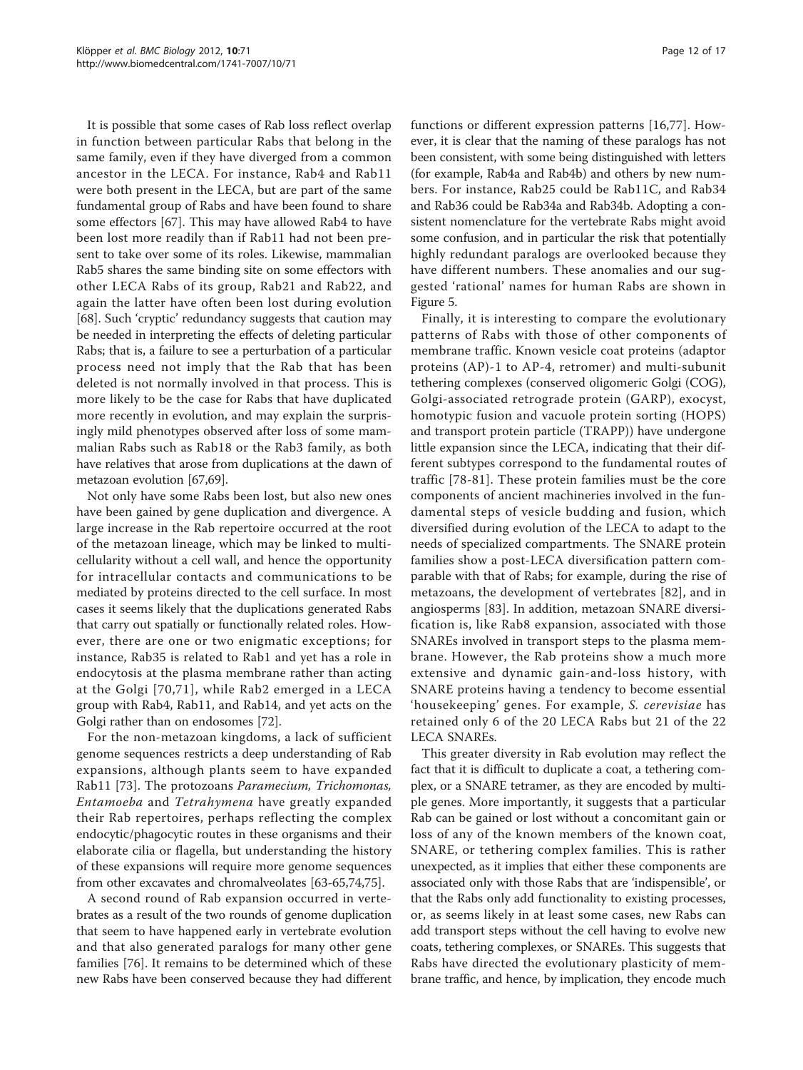It is possible that some cases of Rab loss reflect overlap in function between particular Rabs that belong in the same family, even if they have diverged from a common ancestor in the LECA. For instance, Rab4 and Rab11 were both present in the LECA, but are part of the same fundamental group of Rabs and have been found to share some effectors [67]. This may have allowed Rab4 to have been lost more readily than if Rab11 had not been present to take over some of its roles. Likewise, mammalian Rab5 shares the same binding site on some effectors with other LECA Rabs of its group, Rab21 and Rab22, and again the latter have often been lost during evolution [68]. Such 'cryptic' redundancy suggests that caution may be needed in interpreting the effects of deleting particular Rabs; that is, a failure to see a perturbation of a particular process need not imply that the Rab that has been deleted is not normally involved in that process. This is more likely to be the case for Rabs that have duplicated more recently in evolution, and may explain the surprisingly mild phenotypes observed after loss of some mammalian Rabs such as Rab18 or the Rab3 family, as both have relatives that arose from duplications at the dawn of metazoan evolution [67,69].

Not only have some Rabs been lost, but also new ones have been gained by gene duplication and divergence. A large increase in the Rab repertoire occurred at the root of the metazoan lineage, which may be linked to multicellularity without a cell wall, and hence the opportunity for intracellular contacts and communications to be mediated by proteins directed to the cell surface. In most cases it seems likely that the duplications generated Rabs that carry out spatially or functionally related roles. However, there are one or two enigmatic exceptions; for instance, Rab35 is related to Rab1 and yet has a role in endocytosis at the plasma membrane rather than acting at the Golgi [70,71], while Rab2 emerged in a LECA group with Rab4, Rab11, and Rab14, and yet acts on the Golgi rather than on endosomes [72].

For the non-metazoan kingdoms, a lack of sufficient genome sequences restricts a deep understanding of Rab expansions, although plants seem to have expanded Rab11 [73]. The protozoans *Paramecium, Trichomonas, Entamoeba* and *Tetrahymena* have greatly expanded their Rab repertoires, perhaps reflecting the complex endocytic/phagocytic routes in these organisms and their elaborate cilia or flagella, but understanding the history of these expansions will require more genome sequences from other excavates and chromalveolates [63-65,74,75].

A second round of Rab expansion occurred in vertebrates as a result of the two rounds of genome duplication that seem to have happened early in vertebrate evolution and that also generated paralogs for many other gene families [76]. It remains to be determined which of these new Rabs have been conserved because they had different functions or different expression patterns [16,77]. However, it is clear that the naming of these paralogs has not been consistent, with some being distinguished with letters (for example, Rab4a and Rab4b) and others by new numbers. For instance, Rab25 could be Rab11C, and Rab34 and Rab36 could be Rab34a and Rab34b. Adopting a consistent nomenclature for the vertebrate Rabs might avoid some confusion, and in particular the risk that potentially highly redundant paralogs are overlooked because they have different numbers. These anomalies and our suggested 'rational' names for human Rabs are shown in Figure 5.

Finally, it is interesting to compare the evolutionary patterns of Rabs with those of other components of membrane traffic. Known vesicle coat proteins (adaptor proteins (AP)-1 to AP-4, retromer) and multi-subunit tethering complexes (conserved oligomeric Golgi (COG), Golgi-associated retrograde protein (GARP), exocyst, homotypic fusion and vacuole protein sorting (HOPS) and transport protein particle (TRAPP)) have undergone little expansion since the LECA, indicating that their different subtypes correspond to the fundamental routes of traffic [78-81]. These protein families must be the core components of ancient machineries involved in the fundamental steps of vesicle budding and fusion, which diversified during evolution of the LECA to adapt to the needs of specialized compartments. The SNARE protein families show a post-LECA diversification pattern comparable with that of Rabs; for example, during the rise of metazoans, the development of vertebrates [82], and in angiosperms [83]. In addition, metazoan SNARE diversification is, like Rab8 expansion, associated with those SNAREs involved in transport steps to the plasma membrane. However, the Rab proteins show a much more extensive and dynamic gain-and-loss history, with SNARE proteins having a tendency to become essential 'housekeeping' genes. For example, *S. cerevisiae* has retained only 6 of the 20 LECA Rabs but 21 of the 22 LECA SNAREs.

This greater diversity in Rab evolution may reflect the fact that it is difficult to duplicate a coat, a tethering complex, or a SNARE tetramer, as they are encoded by multiple genes. More importantly, it suggests that a particular Rab can be gained or lost without a concomitant gain or loss of any of the known members of the known coat, SNARE, or tethering complex families. This is rather unexpected, as it implies that either these components are associated only with those Rabs that are 'indispensible', or that the Rabs only add functionality to existing processes, or, as seems likely in at least some cases, new Rabs can add transport steps without the cell having to evolve new coats, tethering complexes, or SNAREs. This suggests that Rabs have directed the evolutionary plasticity of membrane traffic, and hence, by implication, they encode much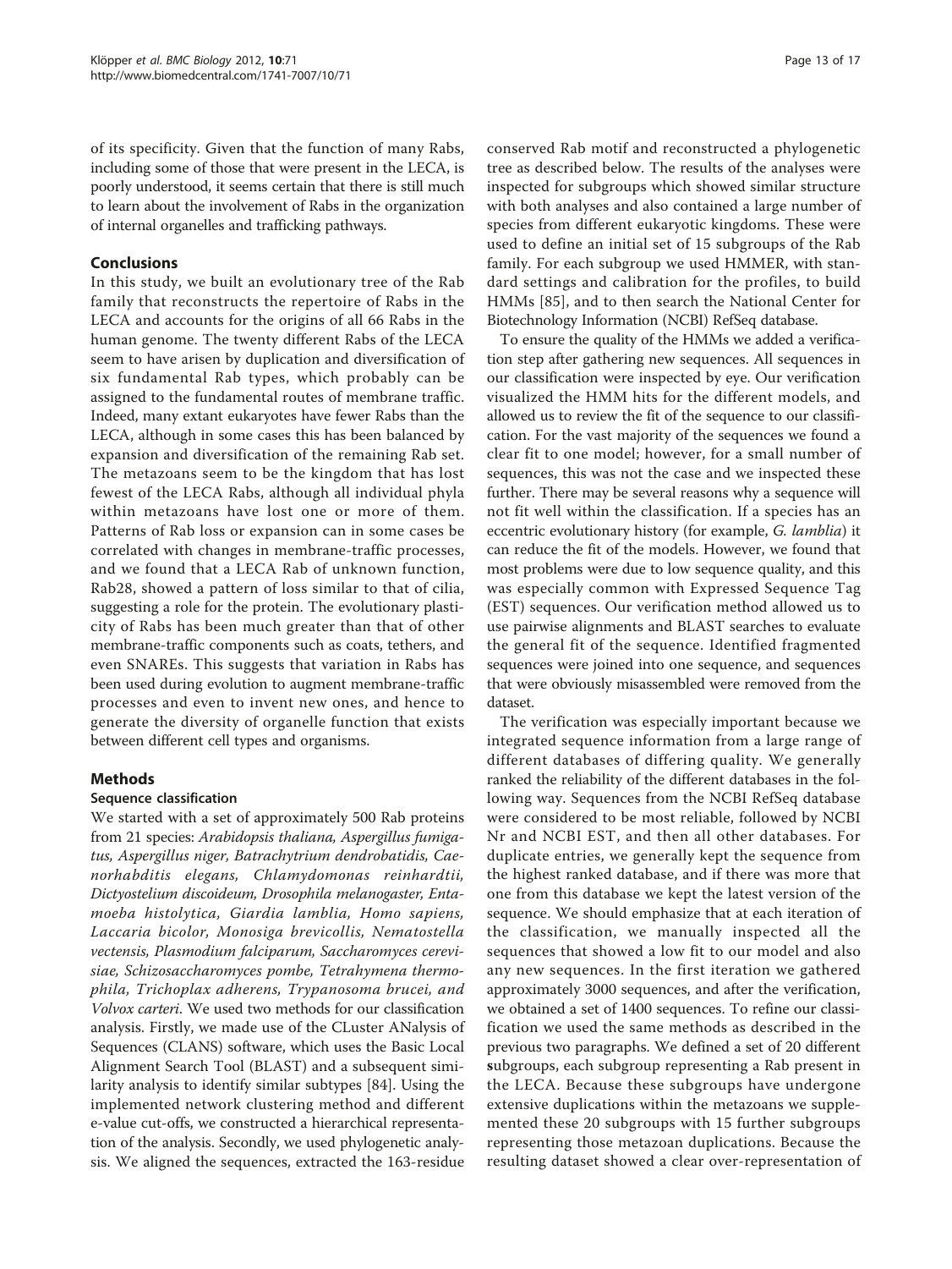of its specificity. Given that the function of many Rabs, including some of those that were present in the LECA, is poorly understood, it seems certain that there is still much to learn about the involvement of Rabs in the organization of internal organelles and trafficking pathways.

## Conclusions

In this study, we built an evolutionary tree of the Rab family that reconstructs the repertoire of Rabs in the LECA and accounts for the origins of all 66 Rabs in the human genome. The twenty different Rabs of the LECA seem to have arisen by duplication and diversification of six fundamental Rab types, which probably can be assigned to the fundamental routes of membrane traffic. Indeed, many extant eukaryotes have fewer Rabs than the LECA, although in some cases this has been balanced by expansion and diversification of the remaining Rab set. The metazoans seem to be the kingdom that has lost fewest of the LECA Rabs, although all individual phyla within metazoans have lost one or more of them. Patterns of Rab loss or expansion can in some cases be correlated with changes in membrane-traffic processes, and we found that a LECA Rab of unknown function, Rab28, showed a pattern of loss similar to that of cilia, suggesting a role for the protein. The evolutionary plasticity of Rabs has been much greater than that of other membrane-traffic components such as coats, tethers, and even SNAREs. This suggests that variation in Rabs has been used during evolution to augment membrane-traffic processes and even to invent new ones, and hence to generate the diversity of organelle function that exists between different cell types and organisms.

## Methods

### Sequence classification

We started with a set of approximately 500 Rab proteins from 21 species: *Arabidopsis thaliana, Aspergillus fumigatus, Aspergillus niger, Batrachytrium dendrobatidis, Caenorhabditis elegans, Chlamydomonas reinhardtii, Dictyostelium discoideum, Drosophila melanogaster, Entamoeba histolytica, Giardia lamblia, Homo sapiens, Laccaria bicolor, Monosiga brevicollis, Nematostella vectensis, Plasmodium falciparum, Saccharomyces cerevisiae, Schizosaccharomyces pombe, Tetrahymena thermophila, Trichoplax adherens, Trypanosoma brucei, and Volvox carteri*. We used two methods for our classification analysis. Firstly, we made use of the CLuster ANalysis of Sequences (CLANS) software, which uses the Basic Local Alignment Search Tool (BLAST) and a subsequent similarity analysis to identify similar subtypes [84]. Using the implemented network clustering method and different e-value cut-offs, we constructed a hierarchical representation of the analysis. Secondly, we used phylogenetic analysis. We aligned the sequences, extracted the 163-residue conserved Rab motif and reconstructed a phylogenetic tree as described below. The results of the analyses were inspected for subgroups which showed similar structure with both analyses and also contained a large number of species from different eukaryotic kingdoms. These were used to define an initial set of 15 subgroups of the Rab family. For each subgroup we used HMMER, with standard settings and calibration for the profiles, to build HMMs [85], and to then search the National Center for Biotechnology Information (NCBI) RefSeq database.

To ensure the quality of the HMMs we added a verification step after gathering new sequences. All sequences in our classification were inspected by eye. Our verification visualized the HMM hits for the different models, and allowed us to review the fit of the sequence to our classification. For the vast majority of the sequences we found a clear fit to one model; however, for a small number of sequences, this was not the case and we inspected these further. There may be several reasons why a sequence will not fit well within the classification. If a species has an eccentric evolutionary history (for example, *G. lamblia*) it can reduce the fit of the models. However, we found that most problems were due to low sequence quality, and this was especially common with Expressed Sequence Tag (EST) sequences. Our verification method allowed us to use pairwise alignments and BLAST searches to evaluate the general fit of the sequence. Identified fragmented sequences were joined into one sequence, and sequences that were obviously misassembled were removed from the dataset.

The verification was especially important because we integrated sequence information from a large range of different databases of differing quality. We generally ranked the reliability of the different databases in the following way. Sequences from the NCBI RefSeq database were considered to be most reliable, followed by NCBI Nr and NCBI EST, and then all other databases. For duplicate entries, we generally kept the sequence from the highest ranked database, and if there was more that one from this database we kept the latest version of the sequence. We should emphasize that at each iteration of the classification, we manually inspected all the sequences that showed a low fit to our model and also any new sequences. In the first iteration we gathered approximately 3000 sequences, and after the verification, we obtained a set of 1400 sequences. To refine our classification we used the same methods as described in the previous two paragraphs. We defined a set of 20 different subgroups, each subgroup representing a Rab present in the LECA. Because these subgroups have undergone extensive duplications within the metazoans we supplemented these 20 subgroups with 15 further subgroups representing those metazoan duplications. Because the resulting dataset showed a clear over-representation of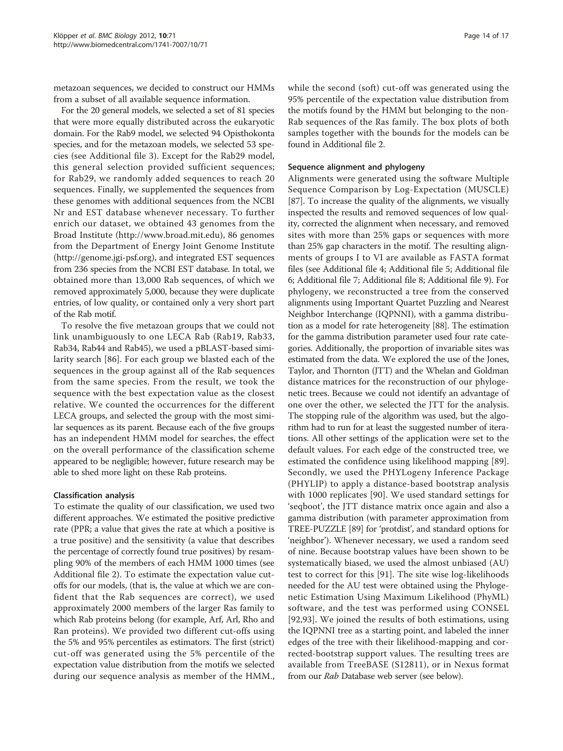metazoan sequences, we decided to construct our HMMs from a subset of all available sequence information.

For the 20 general models, we selected a set of 81 species that were more equally distributed across the eukaryotic domain. For the Rab9 model, we selected 94 Opisthokonta species, and for the metazoan models, we selected 53 species (see Additional file 3). Except for the Rab29 model, this general selection provided sufficient sequences; for Rab29, we randomly added sequences to reach 20 sequences. Finally, we supplemented the sequences from these genomes with additional sequences from the NCBI Nr and EST database whenever necessary. To further enrich our dataset, we obtained 43 genomes from the Broad Institute (http://www.broad.mit.edu), 86 genomes from the Department of Energy Joint Genome Institute (http://genome.jgi-psf.org), and integrated EST sequences from 236 species from the NCBI EST database. In total, we obtained more than 13,000 Rab sequences, of which we removed approximately 5,000, because they were duplicate entries, of low quality, or contained only a very short part of the Rab motif.

To resolve the five metazoan groups that we could not link unambiguously to one LECA Rab (Rab19, Rab33, Rab34, Rab44 and Rab45), we used a pBLAST-based similarity search [86]. For each group we blasted each of the sequences in the group against all of the Rab sequences from the same species. From the result, we took the sequence with the best expectation value as the closest relative. We counted the occurrences for the different LECA groups, and selected the group with the most similar sequences as its parent. Because each of the five groups has an independent HMM model for searches, the effect on the overall performance of the classification scheme appeared to be negligible; however, future research may be able to shed more light on these Rab proteins.

### Classification analysis

To estimate the quality of our classification, we used two different approaches. We estimated the positive predictive rate (PPR; a value that gives the rate at which a positive is a true positive) and the sensitivity (a value that describes the percentage of correctly found true positives) by resampling 90% of the members of each HMM 1000 times (see Additional file 2). To estimate the expectation value cutoffs for our models, (that is, the value at which we are confident that the Rab sequences are correct), we used approximately 2000 members of the larger Ras family to which Rab proteins belong (for example, Arf, Arl, Rho and Ran proteins). We provided two different cut-offs using the 5% and 95% percentiles as estimators. The first (strict) cut-off was generated using the 5% percentile of the expectation value distribution from the motifs we selected during our sequence analysis as member of the HMM., while the second (soft) cut-off was generated using the 95% percentile of the expectation value distribution from the motifs found by the HMM but belonging to the non-Rab sequences of the Ras family. The box plots of both samples together with the bounds for the models can be found in Additional file 2.

### Sequence alignment and phylogeny

Alignments were generated using the software Multiple Sequence Comparison by Log-Expectation (MUSCLE) [87]. To increase the quality of the alignments, we visually inspected the results and removed sequences of low quality, corrected the alignment when necessary, and removed sites with more than 25% gaps or sequences with more than 25% gap characters in the motif. The resulting alignments of groups I to VI are available as FASTA format files (see Additional file 4; Additional file 5; Additional file 6; Additional file 7; Additional file 8; Additional file 9). For phylogeny, we reconstructed a tree from the conserved alignments using Important Quartet Puzzling and Nearest Neighbor Interchange (IQPNNI), with a gamma distribution as a model for rate heterogeneity [88]. The estimation for the gamma distribution parameter used four rate categories. Additionally, the proportion of invariable sites was estimated from the data. We explored the use of the Jones, Taylor, and Thornton (JTT) and the Whelan and Goldman distance matrices for the reconstruction of our phylogenetic trees. Because we could not identify an advantage of one over the other, we selected the JTT for the analysis. The stopping rule of the algorithm was used, but the algorithm had to run for at least the suggested number of iterations. All other settings of the application were set to the default values. For each edge of the constructed tree, we estimated the confidence using likelihood mapping [89]. Secondly, we used the PHYLogeny Inference Package (PHYLIP) to apply a distance-based bootstrap analysis with 1000 replicates [90]. We used standard settings for 'seqboot', the JTT distance matrix once again and also a gamma distribution (with parameter approximation from TREE-PUZZLE [89] for 'protdist', and standard options for 'neighbor'). Whenever necessary, we used a random seed of nine. Because bootstrap values have been shown to be systematically biased, we used the almost unbiased (AU) test to correct for this [91]. The site wise log-likelihoods needed for the AU test were obtained using the Phylogenetic Estimation Using Maximum Likelihood (PhyML) software, and the test was performed using CONSEL [92,93]. We joined the results of both estimations, using the IQPNNI tree as a starting point, and labeled the inner edges of the tree with their likelihood-mapping and corrected-bootstrap support values. The resulting trees are available from TreeBASE (S12811), or in Nexus format from our *Rab* Database web server (see below).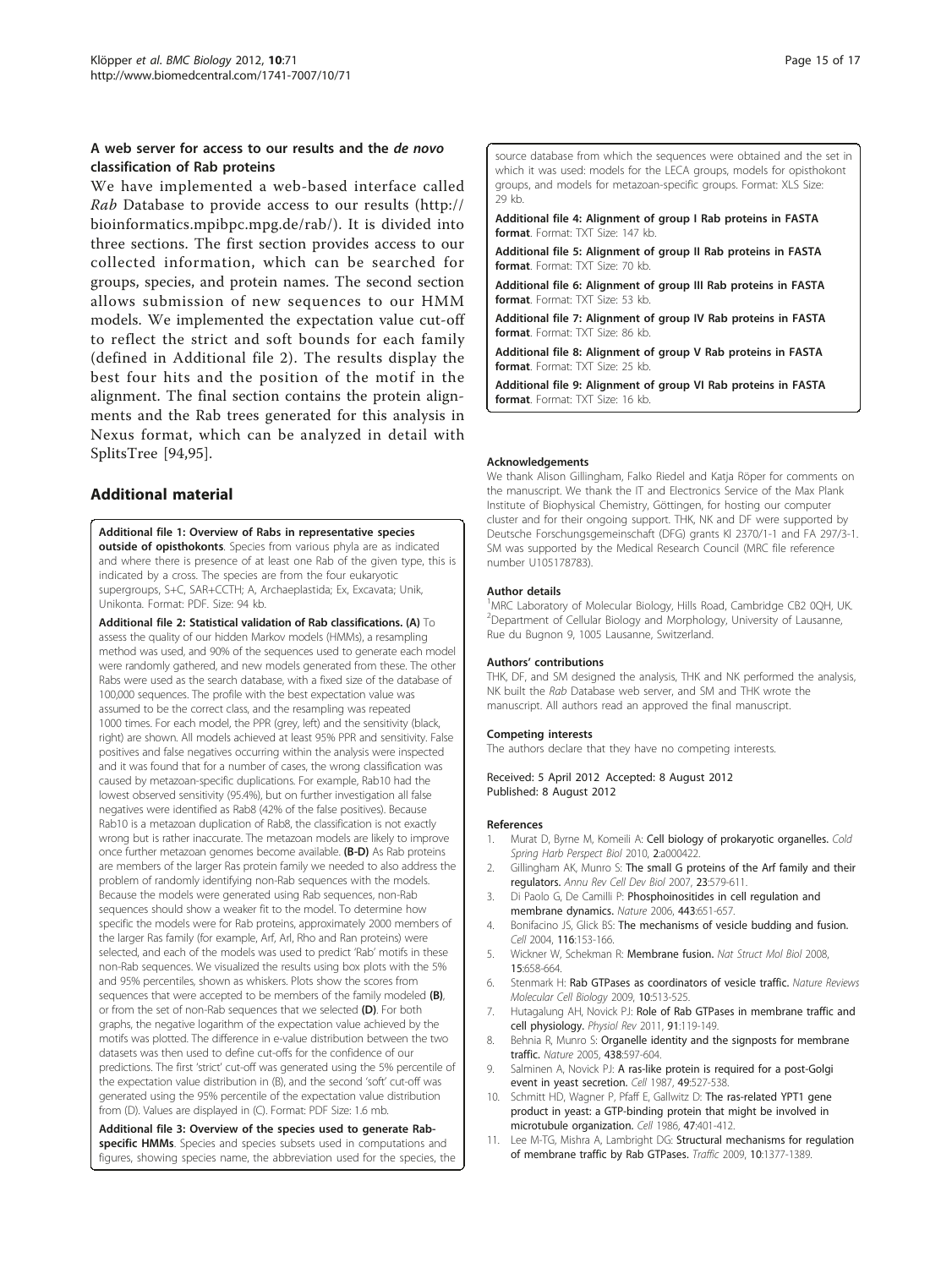### A web server for access to our results and the *de novo* classification of Rab proteins

We have implemented a web-based interface called *Rab* Database to provide access to our results (http://bioinformatics.mpibpc.mpg.de/rab/). It is divided into three sections. The first section provides access to our collected information, which can be searched for groups, species, and protein names. The second section allows submission of new sequences to our HMM models. We implemented the expectation value cut-off to reflect the strict and soft bounds for each family (defined in Additional file 2). The results display the best four hits and the position of the motif in the alignment. The final section contains the protein alignments and the Rab trees generated for this analysis in Nexus format, which can be analyzed in detail with SplitsTree [94,95].

## Additional material

**Additional file 1: Overview of Rabs in representative species outside of opisthokonts**. Species from various phyla are as indicated and where there is presence of at least one Rab of the given type, this is indicated by a cross. The species are from the four eukaryotic supergroups, S+C, SAR+CCTH; A, Archaeplastida; Ex, Excavata; Unik, Unikonta. Format: PDF. Size: 94 kb.

**Additional file 2: Statistical validation of Rab classifications. (A)** To assess the quality of our hidden Markov models (HMMs), a resampling method was used, and 90% of the sequences used to generate each model were randomly gathered, and new models generated from these. The other Rabs were used as the search database, with a fixed size of the database of 100,000 sequences. The profile with the best expectation value was assumed to be the correct class, and the resampling was repeated 1000 times. For each model, the PPR (grey, left) and the sensitivity (black, right) are shown. All models achieved at least 95% PPR and sensitivity. False positives and false negatives occurring within the analysis were inspected and it was found that for a number of cases, the wrong classification was caused by metazoan-specific duplications. For example, Rab10 had the lowest observed sensitivity (95.4%), but on further investigation all false negatives were identified as Rab8 (42% of the false positives). Because Rab10 is a metazoan duplication of Rab8, the classification is not exactly wrong but is rather inaccurate. The metazoan models are likely to improve once further metazoan genomes become available. **(B-D)** As Rab proteins are members of the larger Ras protein family we needed to also address the problem of randomly identifying non-Rab sequences with the models. Because the models were generated using Rab sequences, non-Rab sequences should show a weaker fit to the model. To determine how specific the models were for Rab proteins, approximately 2000 members of the larger Ras family (for example, Arf, Arl, Rho and Ran proteins) were selected, and each of the models was used to predict 'Rab' motifs in these non-Rab sequences. We visualized the results using box plots with the 5% and 95% percentiles, shown as whiskers. Plots show the scores from sequences that were accepted to be members of the family modeled **(B)**, or from the set of non-Rab sequences that we selected **(D)**. For both graphs, the negative logarithm of the expectation value achieved by the motifs was plotted. The difference in e-value distribution between the two datasets was then used to define cut-offs for the confidence of our predictions. The first 'strict' cut-off was generated using the 5% percentile of the expectation value distribution in (B), and the second 'soft' cut-off was generated using the 95% percentile of the expectation value distribution from (D). Values are displayed in (C). Format: PDF Size: 1.6 mb.

**Additional file 3: Overview of the species used to generate Rab-specific HMMs**. Species and species subsets used in computations and figures, showing species name, the abbreviation used for the species, the source database from which the sequences were obtained and the set in which it was used: models for the LECA groups, models for opisthokont groups, and models for metazoan-specific groups. Format: XLS Size: 29 kb.

**Additional file 4: Alignment of group I Rab proteins in FASTA format**. Format: TXT Size: 147 kb.

**Additional file 5: Alignment of group II Rab proteins in FASTA format**. Format: TXT Size: 70 kb.

**Additional file 6: Alignment of group III Rab proteins in FASTA format**. Format: TXT Size: 53 kb.

**Additional file 7: Alignment of group IV Rab proteins in FASTA format**. Format: TXT Size: 86 kb.

**Additional file 8: Alignment of group V Rab proteins in FASTA format**. Format: TXT Size: 25 kb.

**Additional file 9: Alignment of group VI Rab proteins in FASTA format**. Format: TXT Size: 16 kb.

#### Acknowledgements

We thank Alison Gillingham, Falko Riedel and Katja Röper for comments on the manuscript. We thank the IT and Electronics Service of the Max Plank Institute of Biophysical Chemistry, Göttingen, for hosting our computer cluster and for their ongoing support. THK, NK and DF were supported by Deutsche Forschungsgemeinschaft (DFG) grants KI 2370/1-1 and FA 297/3-1. SM was supported by the Medical Research Council (MRC file reference number U105178783).

#### Author details

[1]MRC Laboratory of Molecular Biology, Hills Road, Cambridge CB2 0QH, UK. [2]Department of Cellular Biology and Morphology, University of Lausanne, Rue du Bugnon 9, 1005 Lausanne, Switzerland.

#### Authors' contributions

THK, DF, and SM designed the analysis, THK and NK performed the analysis, NK built the *Rab* Database web server, and SM and THK wrote the manuscript. All authors read an approved the final manuscript.

#### Competing interests

The authors declare that they have no competing interests.

Received: 5 April 2012 Accepted: 8 August 2012
Published: 8 August 2012

#### References

1. Murat D, Byrne M, Komeili A: **Cell biology of prokaryotic organelles.** *Cold Spring Harb Perspect Biol* 2010, **2**:a000422.
2. Gillingham AK, Munro S: **The small G proteins of the Arf family and their regulators.** *Annu Rev Cell Dev Biol* 2007, **23**:579-611.
3. Di Paolo G, De Camilli P: **Phosphoinositides in cell regulation and membrane dynamics.** *Nature* 2006, **443**:651-657.
4. Bonifacino JS, Glick BS: **The mechanisms of vesicle budding and fusion.** *Cell* 2004, **116**:153-166.
5. Wickner W, Schekman R: **Membrane fusion.** *Nat Struct Mol Biol* 2008, **15**:658-664.
6. Stenmark H: **Rab GTPases as coordinators of vesicle traffic.** *Nature Reviews Molecular Cell Biology* 2009, **10**:513-525.
7. Hutagalung AH, Novick PJ: **Role of Rab GTPases in membrane traffic and cell physiology.** *Physiol Rev* 2011, **91**:119-149.
8. Behnia R, Munro S: **Organelle identity and the signposts for membrane traffic.** *Nature* 2005, **438**:597-604.
9. Salminen A, Novick PJ: **A ras-like protein is required for a post-Golgi event in yeast secretion.** *Cell* 1987, **49**:527-538.
10. Schmitt HD, Wagner P, Pfaff E, Gallwitz D: **The ras-related YPT1 gene product in yeast: a GTP-binding protein that might be involved in microtubule organization.** *Cell* 1986, **47**:401-412.
11. Lee M-TG, Mishra A, Lambright DG: **Structural mechanisms for regulation of membrane traffic by Rab GTPases.** *Traffic* 2009, **10**:1377-1389.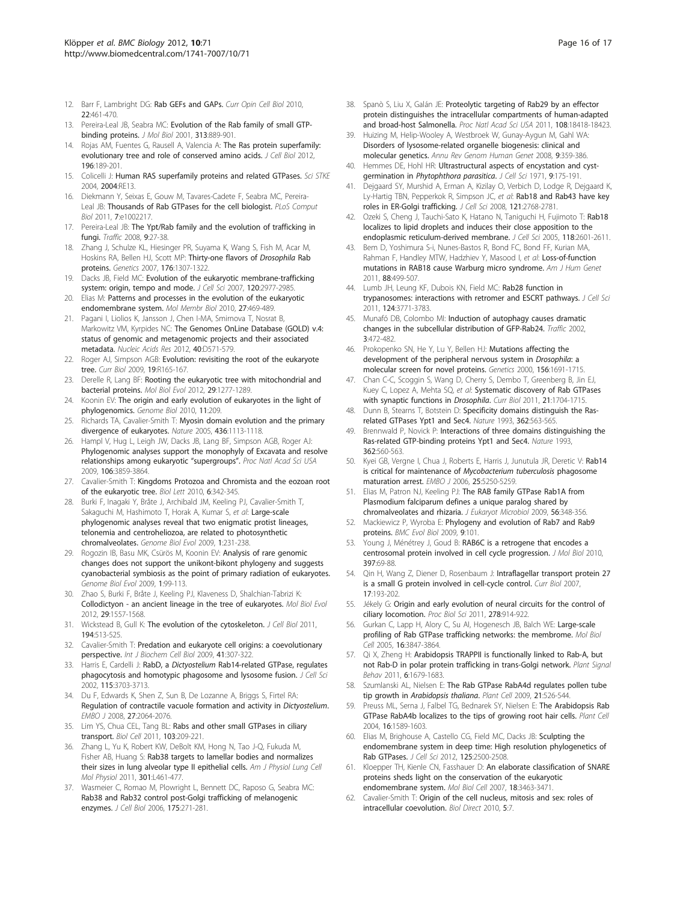12. Barr F, Lambright DG: **Rab GEFs and GAPs.** *Curr Opin Cell Biol* 2010, **22**:461-470.
13. Pereira-Leal JB, Seabra MC: **Evolution of the Rab family of small GTP-binding proteins.** *J Mol Biol* 2001, **313**:889-901.
14. Rojas AM, Fuentes G, Rausell A, Valencia A: **The Ras protein superfamily: evolutionary tree and role of conserved amino acids.** *J Cell Biol* 2012, **196**:189-201.
15. Colicelli J: **Human RAS superfamily proteins and related GTPases.** *Sci STKE* 2004, **2004**:RE13.
16. Diekmann Y, Seixas E, Gouw M, Tavares-Cadete F, Seabra MC, Pereira-Leal JB: **Thousands of Rab GTPases for the cell biologist.** *PLoS Comput Biol* 2011, **7**:e1002217.
17. Pereira-Leal JB: **The Ypt/Rab family and the evolution of trafficking in fungi.** *Traffic* 2008, **9**:27-38.
18. Zhang J, Schulze KL, Hiesinger PR, Suyama K, Wang S, Fish M, Acar M, Hoskins RA, Bellen HJ, Scott MP: **Thirty-one flavors of *Drosophila* Rab proteins.** *Genetics* 2007, **176**:1307-1322.
19. Dacks JB, Field MC: **Evolution of the eukaryotic membrane-trafficking system: origin, tempo and mode.** *J Cell Sci* 2007, **120**:2977-2985.
20. Elias M: **Patterns and processes in the evolution of the eukaryotic endomembrane system.** *Mol Membr Biol* 2010, **27**:469-489.
21. Pagani I, Liolios K, Jansson J, Chen I-MA, Smirnova T, Nosrat B, Markowitz VM, Kyrpides NC: **The Genomes OnLine Database (GOLD) v.4: status of genomic and metagenomic projects and their associated metadata.** *Nucleic Acids Res* 2012, **40**:D571-579.
22. Roger AJ, Simpson AGB: **Evolution: revisiting the root of the eukaryote tree.** *Curr Biol* 2009, **19**:R165-167.
23. Derelle R, Lang BF: **Rooting the eukaryotic tree with mitochondrial and bacterial proteins.** *Mol Biol Evol* 2012, **29**:1277-1289.
24. Koonin EV: **The origin and early evolution of eukaryotes in the light of phylogenomics.** *Genome Biol* 2010, **11**:209.
25. Richards TA, Cavalier-Smith T: **Myosin domain evolution and the primary divergence of eukaryotes.** *Nature* 2005, **436**:1113-1118.
26. Hampl V, Hug L, Leigh JW, Dacks JB, Lang BF, Simpson AGB, Roger AJ: **Phylogenomic analyses support the monophyly of Excavata and resolve relationships among eukaryotic "supergroups".** *Proc Natl Acad Sci USA* 2009, **106**:3859-3864.
27. Cavalier-Smith T: **Kingdoms Protozoa and Chromista and the eozoan root of the eukaryotic tree.** *Biol Lett* 2010, **6**:342-345.
28. Burki F, Inagaki Y, Bråte J, Archibald JM, Keeling PJ, Cavalier-Smith T, Sakaguchi M, Hashimoto T, Horak A, Kumar S, *et al*: **Large-scale phylogenomic analyses reveal that two enigmatic protist lineages, telonemia and centroheliozoa, are related to photosynthetic chromalveolates.** *Genome Biol Evol* 2009, **1**:231-238.
29. Rogozin IB, Basu MK, Csürös M, Koonin EV: **Analysis of rare genomic changes does not support the unikont-bikont phylogeny and suggests cyanobacterial symbiosis as the point of primary radiation of eukaryotes.** *Genome Biol Evol* 2009, **1**:99-113.
30. Zhao S, Burki F, Bråte J, Keeling PJ, Klaveness D, Shalchian-Tabrizi K: **Collodictyon - an ancient lineage in the tree of eukaryotes.** *Mol Biol Evol* 2012, **29**:1557-1568.
31. Wickstead B, Gull K: **The evolution of the cytoskeleton.** *J Cell Biol* 2011, **194**:513-525.
32. Cavalier-Smith T: **Predation and eukaryote cell origins: a coevolutionary perspective.** *Int J Biochem Cell Biol* 2009, **41**:307-322.
33. Harris E, Cardelli J: **RabD, a *Dictyostelium* Rab14-related GTPase, regulates phagocytosis and homotypic phagosome and lysosome fusion.** *J Cell Sci* 2002, **115**:3703-3713.
34. Du F, Edwards K, Shen Z, Sun B, De Lozanne A, Briggs S, Firtel RA: **Regulation of contractile vacuole formation and activity in *Dictyostelium*.** *EMBO J* 2008, **27**:2064-2076.
35. Lim YS, Chua CEL, Tang BL: **Rabs and other small GTPases in ciliary transport.** *Biol Cell* 2011, **103**:209-221.
36. Zhang L, Yu K, Robert KW, DeBolt KM, Hong N, Tao J-Q, Fukuda M, Fisher AB, Huang S: **Rab38 targets to lamellar bodies and normalizes their sizes in lung alveolar type II epithelial cells.** *Am J Physiol Lung Cell Mol Physiol* 2011, **301**:L461-477.
37. Wasmeier C, Romao M, Plowright L, Bennett DC, Raposo G, Seabra MC: **Rab38 and Rab32 control post-Golgi trafficking of melanogenic enzymes.** *J Cell Biol* 2006, **175**:271-281.
38. Spanò S, Liu X, Galán JE: **Proteolytic targeting of Rab29 by an effector protein distinguishes the intracellular compartments of human-adapted and broad-host Salmonella.** *Proc Natl Acad Sci USA* 2011, **108**:18418-18423.
39. Huizing M, Helip-Wooley A, Westbroek W, Gunay-Aygun M, Gahl WA: **Disorders of lysosome-related organelle biogenesis: clinical and molecular genetics.** *Annu Rev Genom Human Genet* 2008, **9**:359-386.
40. Hemmes DE, Hohl HR: **Ultrastructural aspects of encystation and cyst-germination in *Phytophthora parasitica*.** *J Cell Sci* 1971, **9**:175-191.
41. Dejgaard SY, Murshid A, Erman A, Kizilay O, Verbich D, Lodge R, Dejgaard K, Ly-Hartig TBN, Pepperkok R, Simpson JC, *et al*: **Rab18 and Rab43 have key roles in ER-Golgi trafficking.** *J Cell Sci* 2008, **121**:2768-2781.
42. Ozeki S, Cheng J, Tauchi-Sato K, Hatano N, Taniguchi H, Fujimoto T: **Rab18 localizes to lipid droplets and induces their close apposition to the endoplasmic reticulum-derived membrane.** *J Cell Sci* 2005, **118**:2601-2611.
43. Bem D, Yoshimura S-i, Nunes-Bastos R, Bond FC, Bond FF, Kurian MA, Rahman F, Handley MTW, Hadzhiev Y, Masood I, *et al*: **Loss-of-function mutations in RAB18 cause Warburg micro syndrome.** *Am J Hum Genet* 2011, **88**:499-507.
44. Lumb JH, Leung KF, Dubois KN, Field MC: **Rab28 function in trypanosomes: interactions with retromer and ESCRT pathways.** *J Cell Sci* 2011, **124**:3771-3783.
45. Munafó DB, Colombo MI: **Induction of autophagy causes dramatic changes in the subcellular distribution of GFP-Rab24.** *Traffic* 2002, **3**:472-482.
46. Prokopenko SN, He Y, Lu Y, Bellen HJ: **Mutations affecting the development of the peripheral nervous system in *Drosophila*: a molecular screen for novel proteins.** *Genetics* 2000, **156**:1691-1715.
47. Chan C-C, Scoggin S, Wang D, Cherry S, Dembo T, Greenberg B, Jin EJ, Kuey C, Lopez A, Mehta SQ, *et al*: **Systematic discovery of Rab GTPases with synaptic functions in *Drosophila*.** *Curr Biol* 2011, **21**:1704-1715.
48. Dunn B, Stearns T, Botstein D: **Specificity domains distinguish the Ras-related GTPases Ypt1 and Sec4.** *Nature* 1993, **362**:563-565.
49. Brennwald P, Novick P: **Interactions of three domains distinguishing the Ras-related GTP-binding proteins Ypt1 and Sec4.** *Nature* 1993, **362**:560-563.
50. Kyei GB, Vergne I, Chua J, Roberts E, Harris J, Junutula JR, Deretic V: **Rab14 is critical for maintenance of *Mycobacterium tuberculosis* phagosome maturation arrest.** *EMBO J* 2006, **25**:5250-5259.
51. Elias M, Patron NJ, Keeling PJ: **The RAB family GTPase Rab1A from Plasmodium falciparum defines a unique paralog shared by chromalveolates and rhizaria.** *J Eukaryot Microbiol* 2009, **56**:348-356.
52. Mackiewicz P, Wyroba E: **Phylogeny and evolution of Rab7 and Rab9 proteins.** *BMC Evol Biol* 2009, **9**:101.
53. Young J, Ménétrey J, Goud B: **RAB6C is a retrogene that encodes a centrosomal protein involved in cell cycle progression.** *J Mol Biol* 2010, **397**:69-88.
54. Qin H, Wang Z, Diener D, Rosenbaum J: **Intraflagellar transport protein 27 is a small G protein involved in cell-cycle control.** *Curr Biol* 2007, **17**:193-202.
55. Jékely G: **Origin and early evolution of neural circuits for the control of ciliary locomotion.** *Proc Biol Sci* 2011, **278**:914-922.
56. Gurkan C, Lapp H, Alory C, Su AI, Hogenesch JB, Balch WE: **Large-scale profiling of Rab GTPase trafficking networks: the membrone.** *Mol Biol Cell* 2005, **16**:3847-3864.
57. Qi X, Zheng H: **Arabidopsis TRAPPII is functionally linked to Rab-A, but not Rab-D in polar protein trafficking in trans-Golgi network.** *Plant Signal Behav* 2011, **6**:1679-1683.
58. Szumlanski AL, Nielsen E: **The Rab GTPase RabA4d regulates pollen tube tip growth in *Arabidopsis thaliana*.** *Plant Cell* 2009, **21**:526-544.
59. Preuss ML, Serna J, Falbel TG, Bednarek SY, Nielsen E: **The Arabidopsis Rab GTPase RabA4b localizes to the tips of growing root hair cells.** *Plant Cell* 2004, **16**:1589-1603.
60. Elias M, Brighouse A, Castello CG, Field MC, Dacks JB: **Sculpting the endomembrane system in deep time: High resolution phylogenetics of Rab GTPases.** *J Cell Sci* 2012, **125**:2500-2508.
61. Kloepper TH, Kienle CN, Fasshauer D: **An elaborate classification of SNARE proteins sheds light on the conservation of the eukaryotic endomembrane system.** *Mol Biol Cell* 2007, **18**:3463-3471.
62. Cavalier-Smith T: **Origin of the cell nucleus, mitosis and sex: roles of intracellular coevolution.** *Biol Direct* 2010, **5**:7.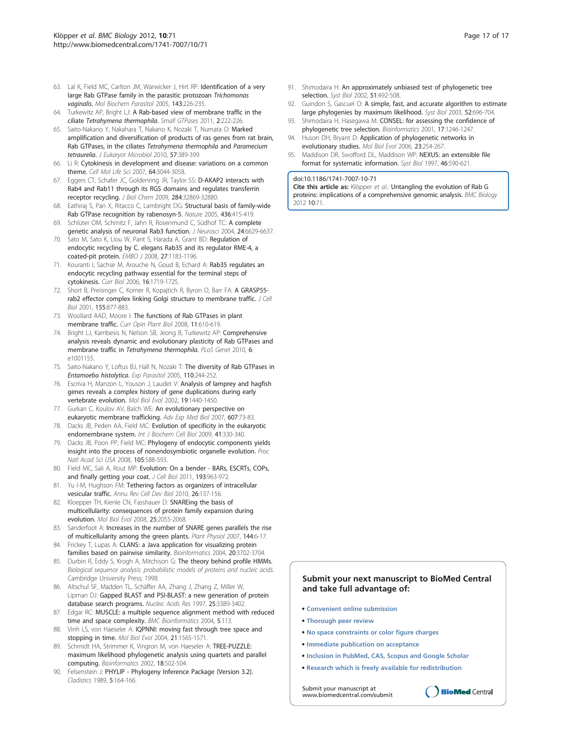63. Lal K, Field MC, Carlton JM, Warwicker J, Hirt RP: **Identification of a very large Rab GTPase family in the parasitic protozoan *Trichomonas vaginalis*.** *Mol Biochem Parasitol* 2005, **143**:226-235.
64. Turkewitz AP, Bright LJ: **A Rab-based view of membrane traffic in the ciliate *Tetrahymena thermophila*.** *Small GTPases* 2011, **2**:222-226.
65. Saito-Nakano Y, Nakahara T, Nakano K, Nozaki T, Numata O: **Marked amplification and diversification of products of ras genes from rat brain, Rab GTPases, in the ciliates *Tetrahymena thermophila* and *Paramecium tetraurelia*.** *J Eukaryot Microbiol* 2010, **57**:389-399.
66. Li R: **Cytokinesis in development and disease: variations on a common theme.** *Cell Mol Life Sci* 2007, **64**:3044-3058.
67. Eggers CT, Schafer JC, Goldenring JR, Taylor SS: **D-AKAP2 interacts with Rab4 and Rab11 through its RGS domains and regulates transferrin receptor recycling.** *J Biol Chem* 2009, **284**:32869-32880.
68. Eathiraj S, Pan X, Ritacco C, Lambright DG: **Structural basis of family-wide Rab GTPase recognition by rabenosyn-5.** *Nature* 2005, **436**:415-419.
69. Schlüter OM, Schmitz F, Jahn R, Rosenmund C, Südhof TC: **A complete genetic analysis of neuronal Rab3 function.** *J Neurosci* 2004, **24**:6629-6637.
70. Sato M, Sato K, Liou W, Pant S, Harada A, Grant BD: **Regulation of endocytic recycling by C. elegans Rab35 and its regulator RME-4, a coated-pit protein.** *EMBO J* 2008, **27**:1183-1196.
71. Kouranti I, Sachse M, Arouche N, Goud B, Echard A: **Rab35 regulates an endocytic recycling pathway essential for the terminal steps of cytokinesis.** *Curr Biol* 2006, **16**:1719-1725.
72. Short B, Preisinger C, Korner R, Kopajtich R, Byron O, Barr FA: **A GRASP55-rab2 effector complex linking Golgi structure to membrane traffic.** *J Cell Biol* 2001, **155**:877-883.
73. Woollard AAD, Moore I: **The functions of Rab GTPases in plant membrane traffic.** *Curr Opin Plant Biol* 2008, **11**:610-619.
74. Bright LJ, Kambesis N, Nelson SB, Jeong B, Turkewitz AP: **Comprehensive analysis reveals dynamic and evolutionary plasticity of Rab GTPases and membrane traffic in *Tetrahymena thermophila*.** *PLoS Genet* 2010, **6**: e1001155.
75. Saito-Nakano Y, Loftus BJ, Hall N, Nozaki T: **The diversity of Rab GTPases in *Entamoeba histolytica*.** *Exp Parasitol* 2005, **110**:244-252.
76. Escriva H, Manzon L, Youson J, Laudet V: **Analysis of lamprey and hagfish genes reveals a complex history of gene duplications during early vertebrate evolution.** *Mol Biol Evol* 2002, **19**:1440-1450.
77. Gurkan C, Koulov AV, Balch WE: **An evolutionary perspective on eukaryotic membrane trafficking.** *Adv Exp Med Biol* 2007, **607**:73-83.
78. Dacks JB, Peden AA, Field MC: **Evolution of specificity in the eukaryotic endomembrane system.** *Int J Biochem Cell Biol* 2009, **41**:330-340.
79. Dacks JB, Poon PP, Field MC: **Phylogeny of endocytic components yields insight into the process of nonendosymbiotic organelle evolution.** *Proc Natl Acad Sci USA* 2008, **105**:588-593.
80. Field MC, Sali A, Rout MP: **Evolution: On a bender - BARs, ESCRTs, COPs, and finally getting your coat.** *J Cell Biol* 2011, **193**:963-972.
81. Yu I-M, Hughson FM: **Tethering factors as organizers of intracellular vesicular traffic.** *Annu Rev Cell Dev Biol* 2010, **26**:137-156.
82. Kloepper TH, Kienle CN, Fasshauer D: **SNAREing the basis of multicellularity: consequences of protein family expansion during evolution.** *Mol Biol Evol* 2008, **25**:2055-2068.
83. Sanderfoot A: **Increases in the number of SNARE genes parallels the rise of multicellularity among the green plants.** *Plant Physiol* 2007, **144**:6-17.
84. Frickey T, Lupas A: **CLANS: a Java application for visualizing protein families based on pairwise similarity.** *Bioinformatics* 2004, **20**:3702-3704.
85. Durbin R, Eddy S, Krogh A, Mitchison G: **The theory behind profile HMMs.** *Biological sequence analysis: probabilistic models of proteins and nucleic acids.* Cambridge University Press; 1998.
86. Altschul SF, Madden TL, Schäffer AA, Zhang J, Zhang Z, Miller W, Lipman DJ: **Gapped BLAST and PSI-BLAST: a new generation of protein database search programs.** *Nucleic Acids Res* 1997, **25**:3389-3402.
87. Edgar RC: **MUSCLE: a multiple sequence alignment method with reduced time and space complexity.** *BMC Bioinformatics* 2004, **5**:113.
88. Vinh LS, von Haeseler A: **IQPNNI: moving fast through tree space and stopping in time.** *Mol Biol Evol* 2004, **21**:1565-1571.
89. Schmidt HA, Strimmer K, Vingron M, von Haeseler A: **TREE-PUZZLE: maximum likelihood phylogenetic analysis using quartets and parallel computing.** *Bioinformatics* 2002, **18**:502-504.
90. Felsenstein J: **PHYLIP - Phylogeny Inference Package (Version 3.2).** *Cladistics* 1989, **5**:164-166.
91. Shimodaira H: **An approximately unbiased test of phylogenetic tree selection.** *Syst Biol* 2002, **51**:492-508.
92. Guindon S, Gascuel O: **A simple, fast, and accurate algorithm to estimate large phylogenies by maximum likelihood.** *Syst Biol* 2003, **52**:696-704.
93. Shimodaira H, Hasegawa M: **CONSEL: for assessing the confidence of phylogenetic tree selection.** *Bioinformatics* 2001, **17**:1246-1247.
94. Huson DH, Bryant D: **Application of phylogenetic networks in evolutionary studies.** *Mol Biol Evol* 2006, **23**:254-267.
95. Maddison DR, Swofford DL, Maddison WP: **NEXUS: an extensible file format for systematic information.** *Syst Biol* 1997, **46**:590-621.

doi:10.1186/1741-7007-10-71
**Cite this article as:** Klöpper *et al.*: Untangling the evolution of Rab G proteins: implications of a comprehensive genomic analysis. *BMC Biology* 2012 **10**:71.

**Submit your next manuscript to BioMed Central and take full advantage of:**

- **Convenient online submission**
- **Thorough peer review**
- **No space constraints or color figure charges**
- **Immediate publication on acceptance**
- **Inclusion in PubMed, CAS, Scopus and Google Scholar**
- **Research which is freely available for redistribution**

Submit your manuscript at
www.biomedcentral.com/submit

BioMed Central